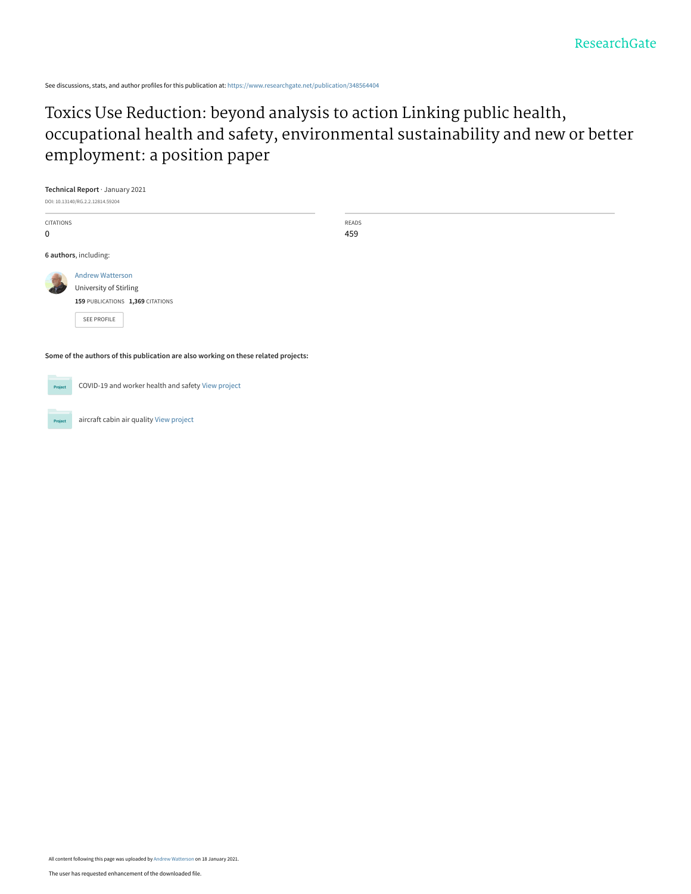See discussions, stats, and author profiles for this publication at: https://www.researchgate.net/publication/348564404

# Toxics Use Reduction: beyond analysis to action Linking public health, occupational health and safety, environmental sustainability and new or better employment: a position paper

**Technical Report** · January 2021

DOI: 10.13140/RG.2.2.12814.59204

| CITATIONS | READS |
|---|---|
| 0 | 459 |

**6 authors**, including:

Andrew Watterson
University of Stirling
**159** PUBLICATIONS **1,369** CITATIONS

SEE PROFILE

**Some of the authors of this publication are also working on these related projects:**

COVID-19 and worker health and safety View project

aircraft cabin air quality View project

All content following this page was uploaded by Andrew Watterson on 18 January 2021.

The user has requested enhancement of the downloaded file.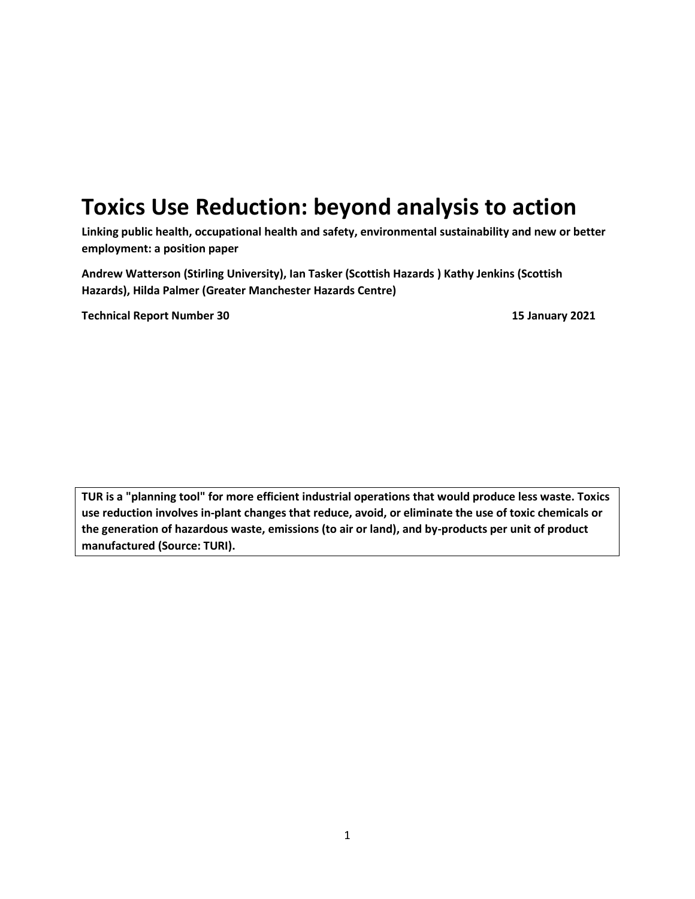# Toxics Use Reduction: beyond analysis to action

**Linking public health, occupational health and safety, environmental sustainability and new or better employment: a position paper**

**Andrew Watterson (Stirling University), Ian Tasker (Scottish Hazards ) Kathy Jenkins (Scottish Hazards), Hilda Palmer (Greater Manchester Hazards Centre)**

**Technical Report Number 30** **15 January 2021**

**TUR is a "planning tool" for more efficient industrial operations that would produce less waste. Toxics use reduction involves in-plant changes that reduce, avoid, or eliminate the use of toxic chemicals or the generation of hazardous waste, emissions (to air or land), and by-products per unit of product manufactured (Source: TURI).**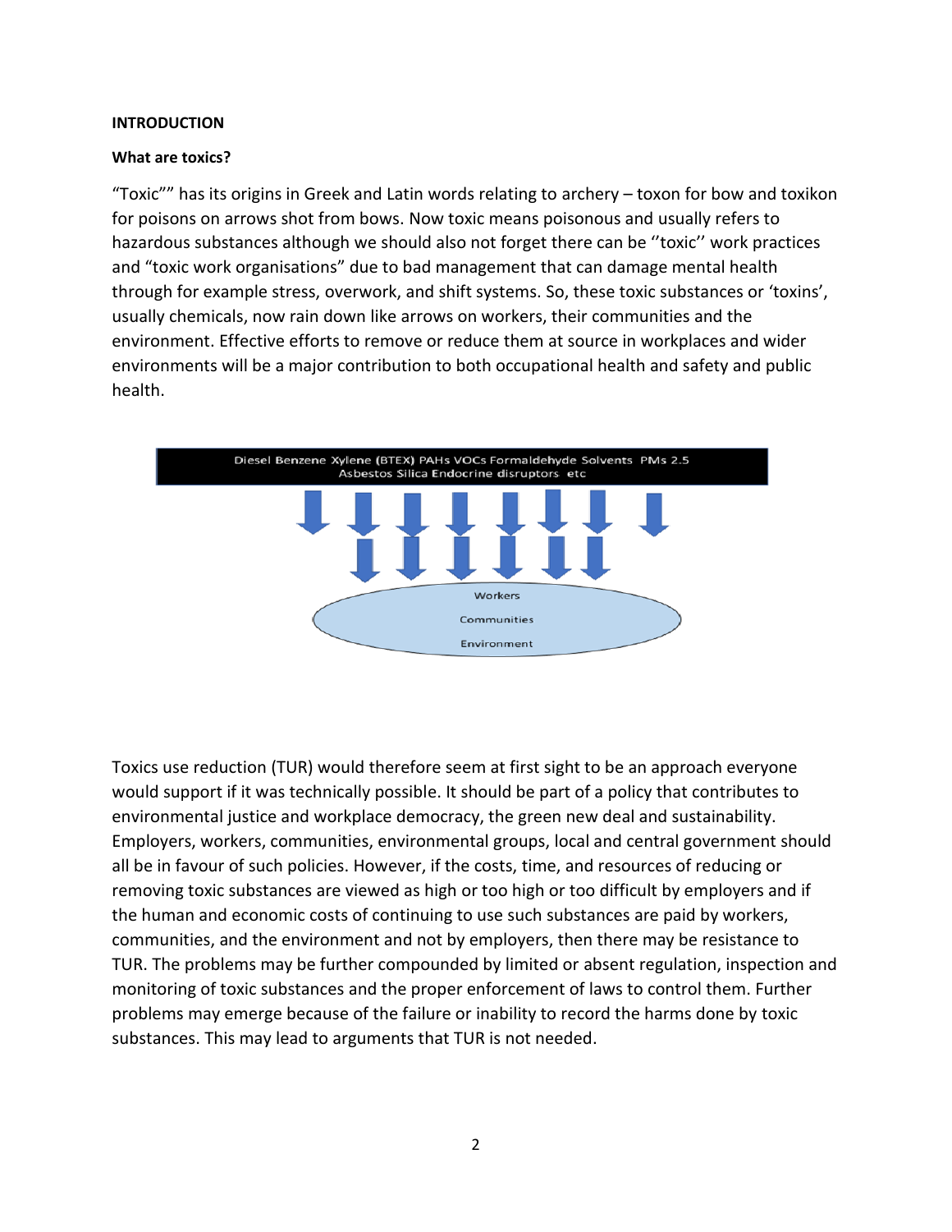**INTRODUCTION**

**What are toxics?**

"Toxic"" has its origins in Greek and Latin words relating to archery – toxon for bow and toxikon for poisons on arrows shot from bows. Now toxic means poisonous and usually refers to hazardous substances although we should also not forget there can be ''toxic'' work practices and "toxic work organisations" due to bad management that can damage mental health through for example stress, overwork, and shift systems. So, these toxic substances or 'toxins', usually chemicals, now rain down like arrows on workers, their communities and the environment. Effective efforts to remove or reduce them at source in workplaces and wider environments will be a major contribution to both occupational health and safety and public health.

Diesel Benzene Xylene (BTEX) PAHs VOCs Formaldehyde Solvents PMs 2.5
Asbestos Silica Endocrine disruptors etc

Workers
Communities
Environment

Toxics use reduction (TUR) would therefore seem at first sight to be an approach everyone would support if it was technically possible. It should be part of a policy that contributes to environmental justice and workplace democracy, the green new deal and sustainability. Employers, workers, communities, environmental groups, local and central government should all be in favour of such policies. However, if the costs, time, and resources of reducing or removing toxic substances are viewed as high or too high or too difficult by employers and if the human and economic costs of continuing to use such substances are paid by workers, communities, and the environment and not by employers, then there may be resistance to TUR. The problems may be further compounded by limited or absent regulation, inspection and monitoring of toxic substances and the proper enforcement of laws to control them. Further problems may emerge because of the failure or inability to record the harms done by toxic substances. This may lead to arguments that TUR is not needed.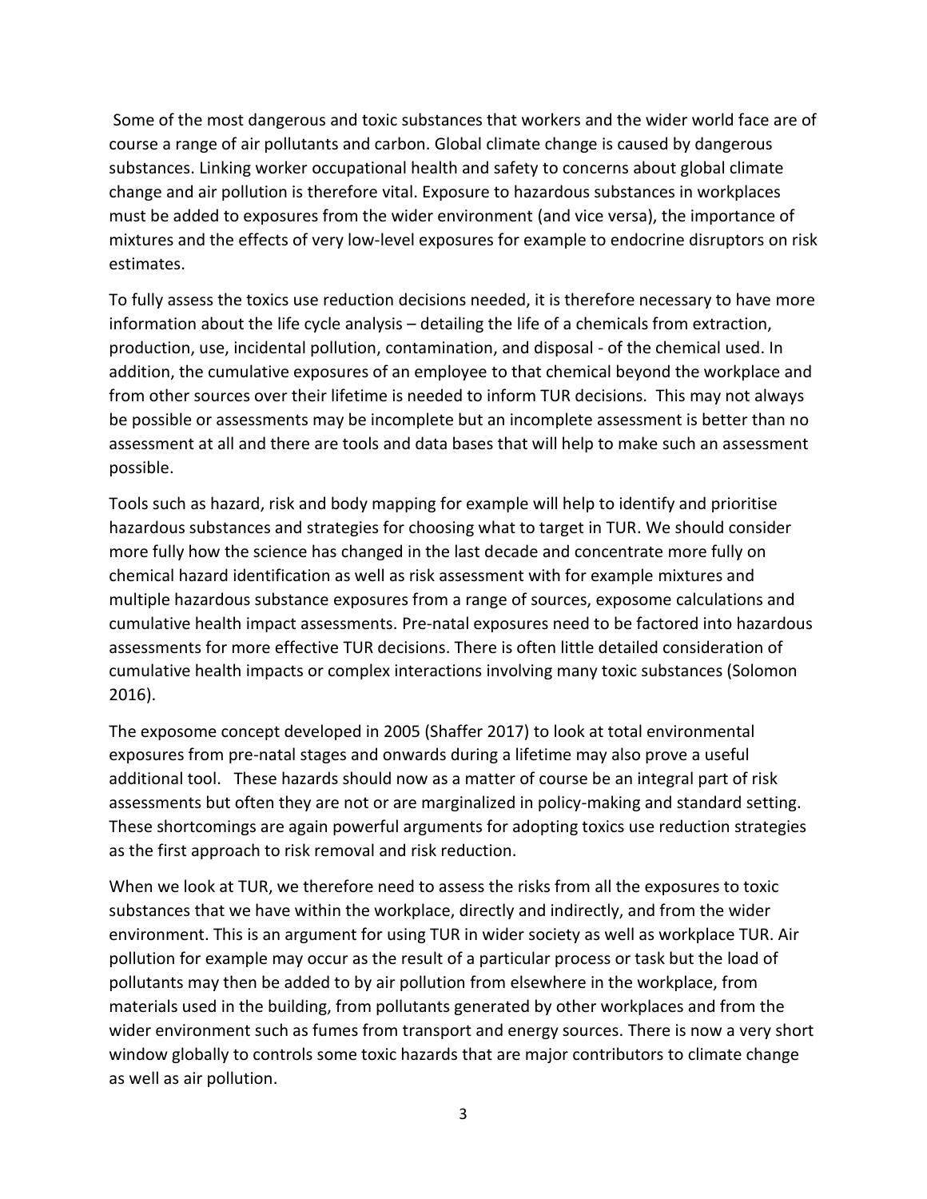Some of the most dangerous and toxic substances that workers and the wider world face are of course a range of air pollutants and carbon. Global climate change is caused by dangerous substances. Linking worker occupational health and safety to concerns about global climate change and air pollution is therefore vital. Exposure to hazardous substances in workplaces must be added to exposures from the wider environment (and vice versa), the importance of mixtures and the effects of very low-level exposures for example to endocrine disruptors on risk estimates.

To fully assess the toxics use reduction decisions needed, it is therefore necessary to have more information about the life cycle analysis – detailing the life of a chemicals from extraction, production, use, incidental pollution, contamination, and disposal - of the chemical used. In addition, the cumulative exposures of an employee to that chemical beyond the workplace and from other sources over their lifetime is needed to inform TUR decisions. This may not always be possible or assessments may be incomplete but an incomplete assessment is better than no assessment at all and there are tools and data bases that will help to make such an assessment possible.

Tools such as hazard, risk and body mapping for example will help to identify and prioritise hazardous substances and strategies for choosing what to target in TUR. We should consider more fully how the science has changed in the last decade and concentrate more fully on chemical hazard identification as well as risk assessment with for example mixtures and multiple hazardous substance exposures from a range of sources, exposome calculations and cumulative health impact assessments. Pre-natal exposures need to be factored into hazardous assessments for more effective TUR decisions. There is often little detailed consideration of cumulative health impacts or complex interactions involving many toxic substances (Solomon 2016).

The exposome concept developed in 2005 (Shaffer 2017) to look at total environmental exposures from pre-natal stages and onwards during a lifetime may also prove a useful additional tool. These hazards should now as a matter of course be an integral part of risk assessments but often they are not or are marginalized in policy-making and standard setting. These shortcomings are again powerful arguments for adopting toxics use reduction strategies as the first approach to risk removal and risk reduction.

When we look at TUR, we therefore need to assess the risks from all the exposures to toxic substances that we have within the workplace, directly and indirectly, and from the wider environment. This is an argument for using TUR in wider society as well as workplace TUR. Air pollution for example may occur as the result of a particular process or task but the load of pollutants may then be added to by air pollution from elsewhere in the workplace, from materials used in the building, from pollutants generated by other workplaces and from the wider environment such as fumes from transport and energy sources. There is now a very short window globally to controls some toxic hazards that are major contributors to climate change as well as air pollution.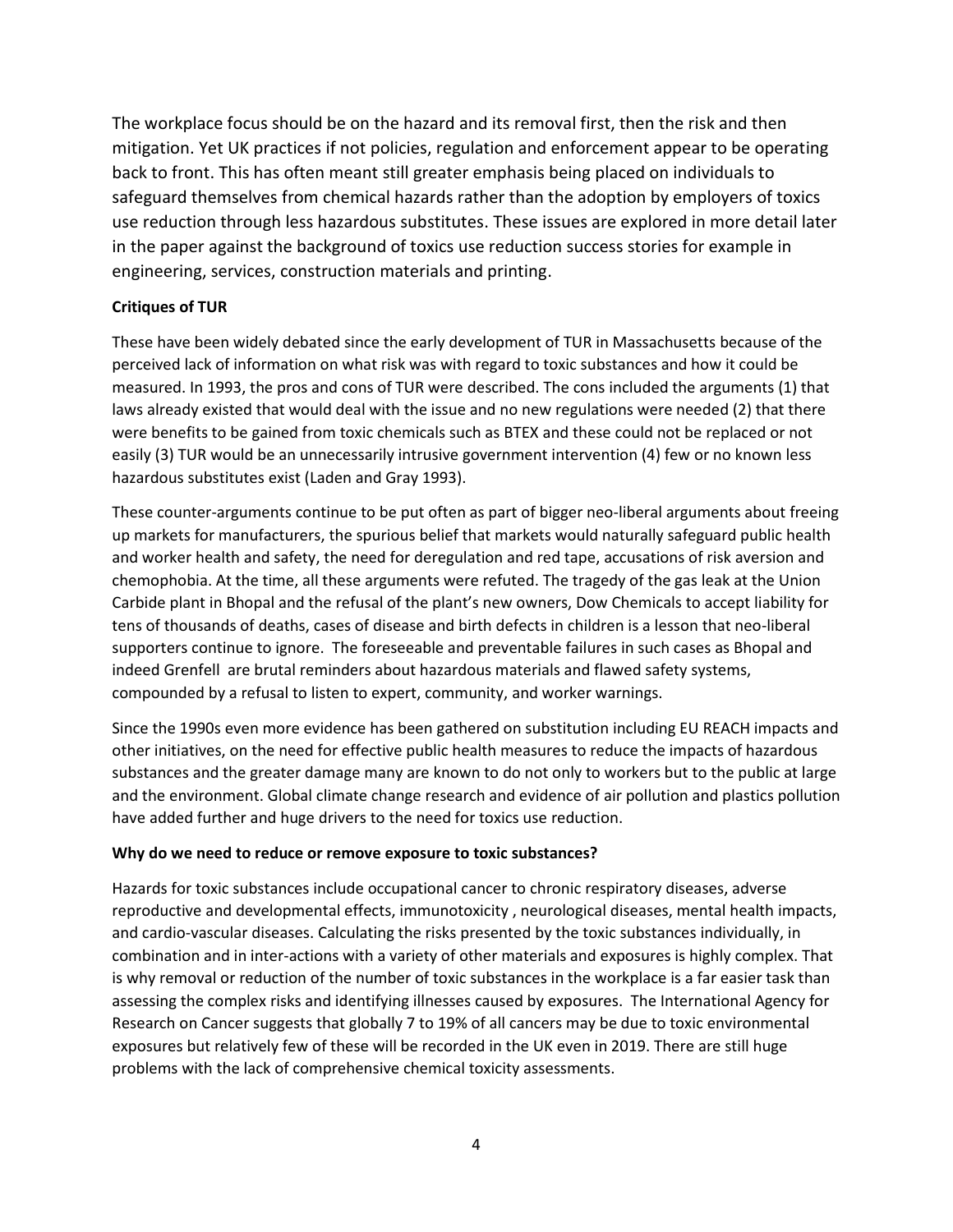The workplace focus should be on the hazard and its removal first, then the risk and then mitigation. Yet UK practices if not policies, regulation and enforcement appear to be operating back to front. This has often meant still greater emphasis being placed on individuals to safeguard themselves from chemical hazards rather than the adoption by employers of toxics use reduction through less hazardous substitutes. These issues are explored in more detail later in the paper against the background of toxics use reduction success stories for example in engineering, services, construction materials and printing.

**Critiques of TUR**

These have been widely debated since the early development of TUR in Massachusetts because of the perceived lack of information on what risk was with regard to toxic substances and how it could be measured. In 1993, the pros and cons of TUR were described. The cons included the arguments (1) that laws already existed that would deal with the issue and no new regulations were needed (2) that there were benefits to be gained from toxic chemicals such as BTEX and these could not be replaced or not easily (3) TUR would be an unnecessarily intrusive government intervention (4) few or no known less hazardous substitutes exist (Laden and Gray 1993).

These counter-arguments continue to be put often as part of bigger neo-liberal arguments about freeing up markets for manufacturers, the spurious belief that markets would naturally safeguard public health and worker health and safety, the need for deregulation and red tape, accusations of risk aversion and chemophobia. At the time, all these arguments were refuted. The tragedy of the gas leak at the Union Carbide plant in Bhopal and the refusal of the plant's new owners, Dow Chemicals to accept liability for tens of thousands of deaths, cases of disease and birth defects in children is a lesson that neo-liberal supporters continue to ignore. The foreseeable and preventable failures in such cases as Bhopal and indeed Grenfell are brutal reminders about hazardous materials and flawed safety systems, compounded by a refusal to listen to expert, community, and worker warnings.

Since the 1990s even more evidence has been gathered on substitution including EU REACH impacts and other initiatives, on the need for effective public health measures to reduce the impacts of hazardous substances and the greater damage many are known to do not only to workers but to the public at large and the environment. Global climate change research and evidence of air pollution and plastics pollution have added further and huge drivers to the need for toxics use reduction.

**Why do we need to reduce or remove exposure to toxic substances?**

Hazards for toxic substances include occupational cancer to chronic respiratory diseases, adverse reproductive and developmental effects, immunotoxicity , neurological diseases, mental health impacts, and cardio-vascular diseases. Calculating the risks presented by the toxic substances individually, in combination and in inter-actions with a variety of other materials and exposures is highly complex. That is why removal or reduction of the number of toxic substances in the workplace is a far easier task than assessing the complex risks and identifying illnesses caused by exposures. The International Agency for Research on Cancer suggests that globally 7 to 19% of all cancers may be due to toxic environmental exposures but relatively few of these will be recorded in the UK even in 2019. There are still huge problems with the lack of comprehensive chemical toxicity assessments.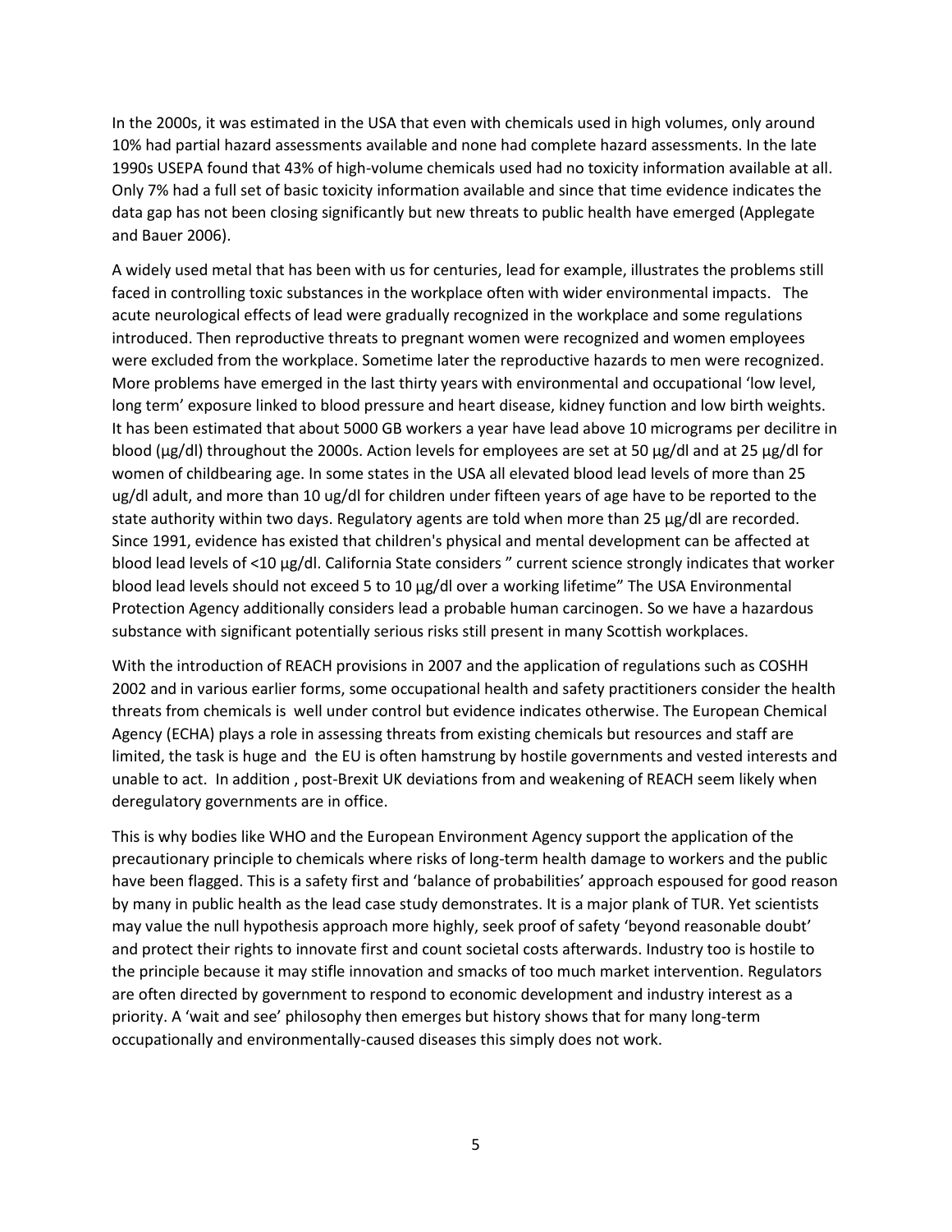In the 2000s, it was estimated in the USA that even with chemicals used in high volumes, only around 10% had partial hazard assessments available and none had complete hazard assessments. In the late 1990s USEPA found that 43% of high-volume chemicals used had no toxicity information available at all. Only 7% had a full set of basic toxicity information available and since that time evidence indicates the data gap has not been closing significantly but new threats to public health have emerged (Applegate and Bauer 2006).

A widely used metal that has been with us for centuries, lead for example, illustrates the problems still faced in controlling toxic substances in the workplace often with wider environmental impacts. The acute neurological effects of lead were gradually recognized in the workplace and some regulations introduced. Then reproductive threats to pregnant women were recognized and women employees were excluded from the workplace. Sometime later the reproductive hazards to men were recognized. More problems have emerged in the last thirty years with environmental and occupational 'low level, long term' exposure linked to blood pressure and heart disease, kidney function and low birth weights. It has been estimated that about 5000 GB workers a year have lead above 10 micrograms per decilitre in blood (µg/dl) throughout the 2000s. Action levels for employees are set at 50 µg/dl and at 25 µg/dl for women of childbearing age. In some states in the USA all elevated blood lead levels of more than 25 ug/dl adult, and more than 10 ug/dl for children under fifteen years of age have to be reported to the state authority within two days. Regulatory agents are told when more than 25 µg/dl are recorded. Since 1991, evidence has existed that children's physical and mental development can be affected at blood lead levels of <10 µg/dl. California State considers " current science strongly indicates that worker blood lead levels should not exceed 5 to 10 µg/dl over a working lifetime" The USA Environmental Protection Agency additionally considers lead a probable human carcinogen. So we have a hazardous substance with significant potentially serious risks still present in many Scottish workplaces.

With the introduction of REACH provisions in 2007 and the application of regulations such as COSHH 2002 and in various earlier forms, some occupational health and safety practitioners consider the health threats from chemicals is well under control but evidence indicates otherwise. The European Chemical Agency (ECHA) plays a role in assessing threats from existing chemicals but resources and staff are limited, the task is huge and the EU is often hamstrung by hostile governments and vested interests and unable to act. In addition , post-Brexit UK deviations from and weakening of REACH seem likely when deregulatory governments are in office.

This is why bodies like WHO and the European Environment Agency support the application of the precautionary principle to chemicals where risks of long-term health damage to workers and the public have been flagged. This is a safety first and 'balance of probabilities' approach espoused for good reason by many in public health as the lead case study demonstrates. It is a major plank of TUR. Yet scientists may value the null hypothesis approach more highly, seek proof of safety 'beyond reasonable doubt' and protect their rights to innovate first and count societal costs afterwards. Industry too is hostile to the principle because it may stifle innovation and smacks of too much market intervention. Regulators are often directed by government to respond to economic development and industry interest as a priority. A 'wait and see' philosophy then emerges but history shows that for many long-term occupationally and environmentally-caused diseases this simply does not work.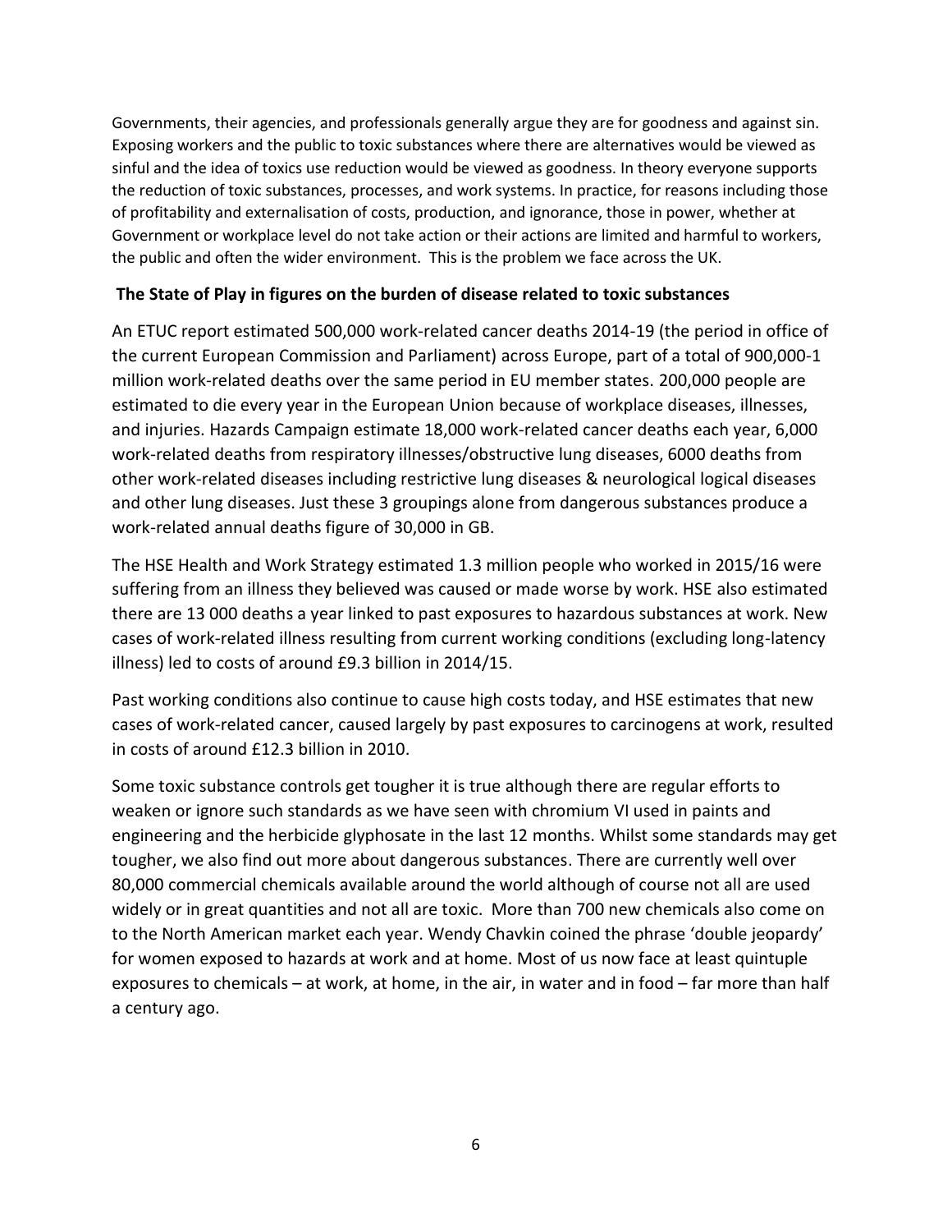Governments, their agencies, and professionals generally argue they are for goodness and against sin. Exposing workers and the public to toxic substances where there are alternatives would be viewed as sinful and the idea of toxics use reduction would be viewed as goodness. In theory everyone supports the reduction of toxic substances, processes, and work systems. In practice, for reasons including those of profitability and externalisation of costs, production, and ignorance, those in power, whether at Government or workplace level do not take action or their actions are limited and harmful to workers, the public and often the wider environment. This is the problem we face across the UK.

## The State of Play in figures on the burden of disease related to toxic substances

An ETUC report estimated 500,000 work-related cancer deaths 2014-19 (the period in office of the current European Commission and Parliament) across Europe, part of a total of 900,000-1 million work-related deaths over the same period in EU member states. 200,000 people are estimated to die every year in the European Union because of workplace diseases, illnesses, and injuries. Hazards Campaign estimate 18,000 work-related cancer deaths each year, 6,000 work-related deaths from respiratory illnesses/obstructive lung diseases, 6000 deaths from other work-related diseases including restrictive lung diseases & neurological logical diseases and other lung diseases. Just these 3 groupings alone from dangerous substances produce a work-related annual deaths figure of 30,000 in GB.

The HSE Health and Work Strategy estimated 1.3 million people who worked in 2015/16 were suffering from an illness they believed was caused or made worse by work. HSE also estimated there are 13 000 deaths a year linked to past exposures to hazardous substances at work. New cases of work-related illness resulting from current working conditions (excluding long-latency illness) led to costs of around £9.3 billion in 2014/15.

Past working conditions also continue to cause high costs today, and HSE estimates that new cases of work-related cancer, caused largely by past exposures to carcinogens at work, resulted in costs of around £12.3 billion in 2010.

Some toxic substance controls get tougher it is true although there are regular efforts to weaken or ignore such standards as we have seen with chromium VI used in paints and engineering and the herbicide glyphosate in the last 12 months. Whilst some standards may get tougher, we also find out more about dangerous substances. There are currently well over 80,000 commercial chemicals available around the world although of course not all are used widely or in great quantities and not all are toxic. More than 700 new chemicals also come on to the North American market each year. Wendy Chavkin coined the phrase 'double jeopardy' for women exposed to hazards at work and at home. Most of us now face at least quintuple exposures to chemicals – at work, at home, in the air, in water and in food – far more than half a century ago.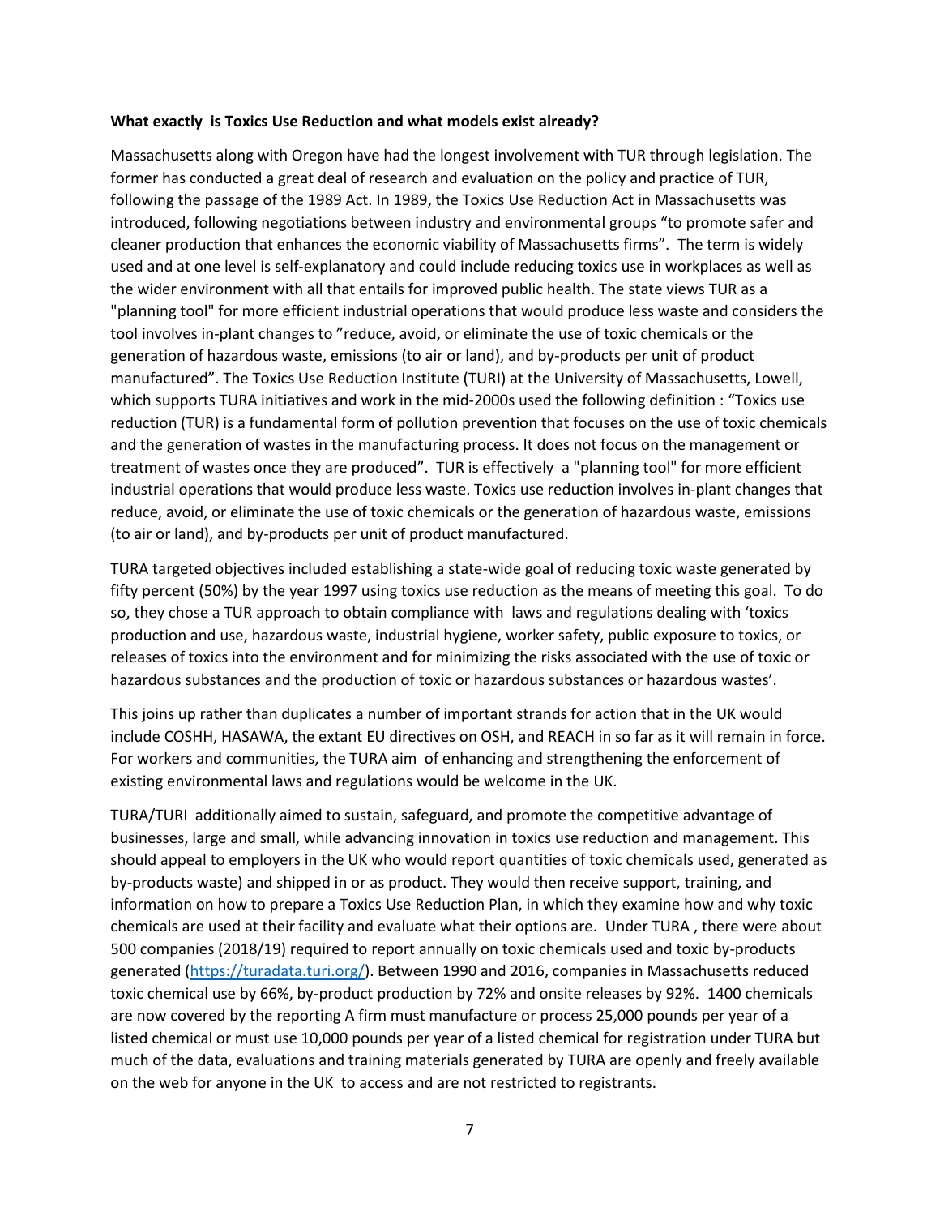**What exactly is Toxics Use Reduction and what models exist already?**

Massachusetts along with Oregon have had the longest involvement with TUR through legislation. The former has conducted a great deal of research and evaluation on the policy and practice of TUR, following the passage of the 1989 Act. In 1989, the Toxics Use Reduction Act in Massachusetts was introduced, following negotiations between industry and environmental groups "to promote safer and cleaner production that enhances the economic viability of Massachusetts firms". The term is widely used and at one level is self-explanatory and could include reducing toxics use in workplaces as well as the wider environment with all that entails for improved public health. The state views TUR as a "planning tool" for more efficient industrial operations that would produce less waste and considers the tool involves in-plant changes to "reduce, avoid, or eliminate the use of toxic chemicals or the generation of hazardous waste, emissions (to air or land), and by-products per unit of product manufactured". The Toxics Use Reduction Institute (TURI) at the University of Massachusetts, Lowell, which supports TURA initiatives and work in the mid-2000s used the following definition : "Toxics use reduction (TUR) is a fundamental form of pollution prevention that focuses on the use of toxic chemicals and the generation of wastes in the manufacturing process. It does not focus on the management or treatment of wastes once they are produced". TUR is effectively a "planning tool" for more efficient industrial operations that would produce less waste. Toxics use reduction involves in-plant changes that reduce, avoid, or eliminate the use of toxic chemicals or the generation of hazardous waste, emissions (to air or land), and by-products per unit of product manufactured.

TURA targeted objectives included establishing a state-wide goal of reducing toxic waste generated by fifty percent (50%) by the year 1997 using toxics use reduction as the means of meeting this goal. To do so, they chose a TUR approach to obtain compliance with laws and regulations dealing with 'toxics production and use, hazardous waste, industrial hygiene, worker safety, public exposure to toxics, or releases of toxics into the environment and for minimizing the risks associated with the use of toxic or hazardous substances and the production of toxic or hazardous substances or hazardous wastes'.

This joins up rather than duplicates a number of important strands for action that in the UK would include COSHH, HASAWA, the extant EU directives on OSH, and REACH in so far as it will remain in force. For workers and communities, the TURA aim of enhancing and strengthening the enforcement of existing environmental laws and regulations would be welcome in the UK.

TURA/TURI additionally aimed to sustain, safeguard, and promote the competitive advantage of businesses, large and small, while advancing innovation in toxics use reduction and management. This should appeal to employers in the UK who would report quantities of toxic chemicals used, generated as by-products waste) and shipped in or as product. They would then receive support, training, and information on how to prepare a Toxics Use Reduction Plan, in which they examine how and why toxic chemicals are used at their facility and evaluate what their options are. Under TURA , there were about 500 companies (2018/19) required to report annually on toxic chemicals used and toxic by-products generated (https://turadata.turi.org/). Between 1990 and 2016, companies in Massachusetts reduced toxic chemical use by 66%, by-product production by 72% and onsite releases by 92%. 1400 chemicals are now covered by the reporting A firm must manufacture or process 25,000 pounds per year of a listed chemical or must use 10,000 pounds per year of a listed chemical for registration under TURA but much of the data, evaluations and training materials generated by TURA are openly and freely available on the web for anyone in the UK to access and are not restricted to registrants.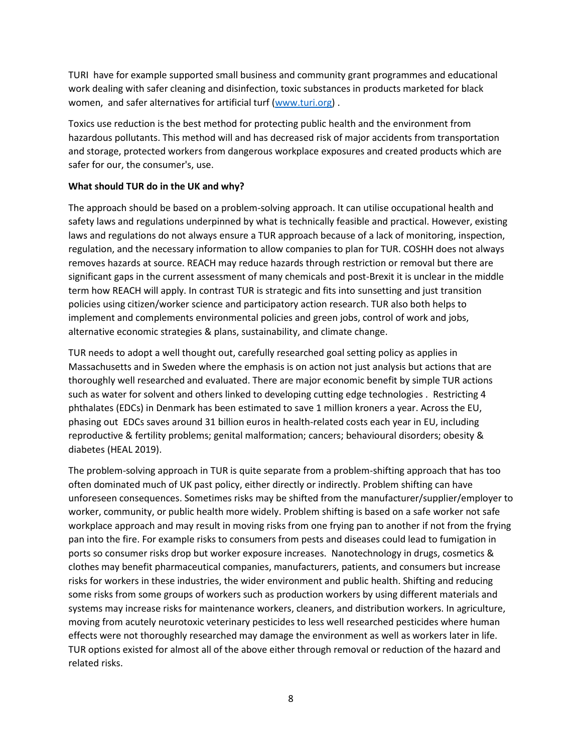TURI  have for example supported small business and community grant programmes and educational work dealing with safer cleaning and disinfection, toxic substances in products marketed for black women,  and safer alternatives for artificial turf (www.turi.org) .

Toxics use reduction is the best method for protecting public health and the environment from hazardous pollutants. This method will and has decreased risk of major accidents from transportation and storage, protected workers from dangerous workplace exposures and created products which are safer for our, the consumer's, use.

**What should TUR do in the UK and why?**

The approach should be based on a problem-solving approach. It can utilise occupational health and safety laws and regulations underpinned by what is technically feasible and practical. However, existing laws and regulations do not always ensure a TUR approach because of a lack of monitoring, inspection, regulation, and the necessary information to allow companies to plan for TUR. COSHH does not always removes hazards at source. REACH may reduce hazards through restriction or removal but there are significant gaps in the current assessment of many chemicals and post-Brexit it is unclear in the middle term how REACH will apply. In contrast TUR is strategic and fits into sunsetting and just transition policies using citizen/worker science and participatory action research. TUR also both helps to implement and complements environmental policies and green jobs, control of work and jobs, alternative economic strategies & plans, sustainability, and climate change.

TUR needs to adopt a well thought out, carefully researched goal setting policy as applies in Massachusetts and in Sweden where the emphasis is on action not just analysis but actions that are thoroughly well researched and evaluated. There are major economic benefit by simple TUR actions such as water for solvent and others linked to developing cutting edge technologies .  Restricting 4 phthalates (EDCs) in Denmark has been estimated to save 1 million kroners a year. Across the EU, phasing out  EDCs saves around 31 billion euros in health-related costs each year in EU, including reproductive & fertility problems; genital malformation; cancers; behavioural disorders; obesity & diabetes (HEAL 2019).

The problem-solving approach in TUR is quite separate from a problem-shifting approach that has too often dominated much of UK past policy, either directly or indirectly. Problem shifting can have unforeseen consequences. Sometimes risks may be shifted from the manufacturer/supplier/employer to worker, community, or public health more widely. Problem shifting is based on a safe worker not safe workplace approach and may result in moving risks from one frying pan to another if not from the frying pan into the fire. For example risks to consumers from pests and diseases could lead to fumigation in ports so consumer risks drop but worker exposure increases.  Nanotechnology in drugs, cosmetics & clothes may benefit pharmaceutical companies, manufacturers, patients, and consumers but increase risks for workers in these industries, the wider environment and public health. Shifting and reducing some risks from some groups of workers such as production workers by using different materials and systems may increase risks for maintenance workers, cleaners, and distribution workers. In agriculture, moving from acutely neurotoxic veterinary pesticides to less well researched pesticides where human effects were not thoroughly researched may damage the environment as well as workers later in life. TUR options existed for almost all of the above either through removal or reduction of the hazard and related risks.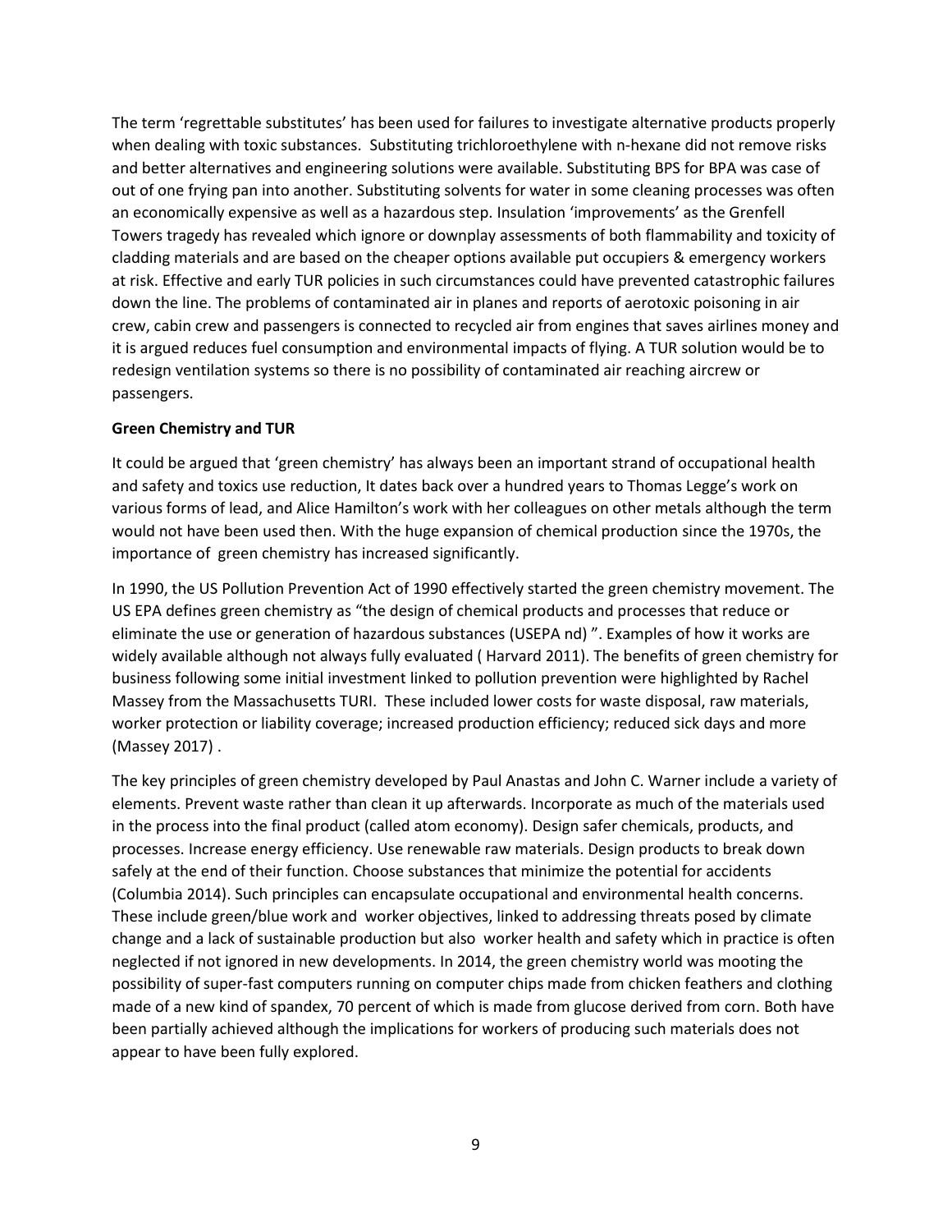The term 'regrettable substitutes' has been used for failures to investigate alternative products properly when dealing with toxic substances. Substituting trichloroethylene with n-hexane did not remove risks and better alternatives and engineering solutions were available. Substituting BPS for BPA was case of out of one frying pan into another. Substituting solvents for water in some cleaning processes was often an economically expensive as well as a hazardous step. Insulation 'improvements' as the Grenfell Towers tragedy has revealed which ignore or downplay assessments of both flammability and toxicity of cladding materials and are based on the cheaper options available put occupiers & emergency workers at risk. Effective and early TUR policies in such circumstances could have prevented catastrophic failures down the line. The problems of contaminated air in planes and reports of aerotoxic poisoning in air crew, cabin crew and passengers is connected to recycled air from engines that saves airlines money and it is argued reduces fuel consumption and environmental impacts of flying. A TUR solution would be to redesign ventilation systems so there is no possibility of contaminated air reaching aircrew or passengers.

**Green Chemistry and TUR**

It could be argued that 'green chemistry' has always been an important strand of occupational health and safety and toxics use reduction, It dates back over a hundred years to Thomas Legge's work on various forms of lead, and Alice Hamilton's work with her colleagues on other metals although the term would not have been used then. With the huge expansion of chemical production since the 1970s, the importance of green chemistry has increased significantly.

In 1990, the US Pollution Prevention Act of 1990 effectively started the green chemistry movement. The US EPA defines green chemistry as "the design of chemical products and processes that reduce or eliminate the use or generation of hazardous substances (USEPA nd) ". Examples of how it works are widely available although not always fully evaluated ( Harvard 2011). The benefits of green chemistry for business following some initial investment linked to pollution prevention were highlighted by Rachel Massey from the Massachusetts TURI. These included lower costs for waste disposal, raw materials, worker protection or liability coverage; increased production efficiency; reduced sick days and more (Massey 2017) .

The key principles of green chemistry developed by Paul Anastas and John C. Warner include a variety of elements. Prevent waste rather than clean it up afterwards. Incorporate as much of the materials used in the process into the final product (called atom economy). Design safer chemicals, products, and processes. Increase energy efficiency. Use renewable raw materials. Design products to break down safely at the end of their function. Choose substances that minimize the potential for accidents (Columbia 2014). Such principles can encapsulate occupational and environmental health concerns. These include green/blue work and worker objectives, linked to addressing threats posed by climate change and a lack of sustainable production but also worker health and safety which in practice is often neglected if not ignored in new developments. In 2014, the green chemistry world was mooting the possibility of super-fast computers running on computer chips made from chicken feathers and clothing made of a new kind of spandex, 70 percent of which is made from glucose derived from corn. Both have been partially achieved although the implications for workers of producing such materials does not appear to have been fully explored.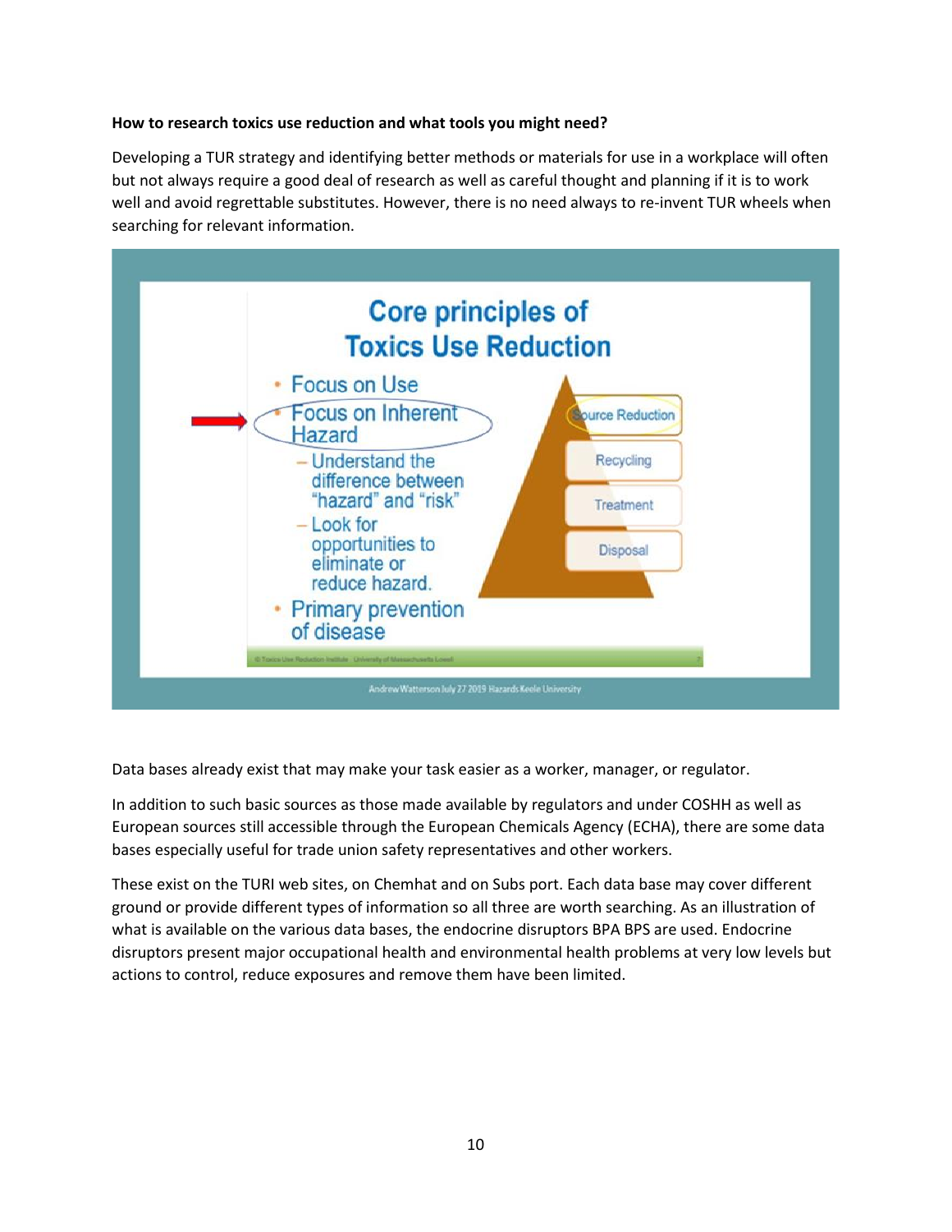**How to research toxics use reduction and what tools you might need?**

Developing a TUR strategy and identifying better methods or materials for use in a workplace will often but not always require a good deal of research as well as careful thought and planning if it is to work well and avoid regrettable substitutes. However, there is no need always to re-invent TUR wheels when searching for relevant information.

**Core principles of Toxics Use Reduction**

- Focus on Use
- Focus on Inherent Hazard
  - Understand the difference between "hazard" and "risk"
  - Look for opportunities to eliminate or reduce hazard.
- Primary prevention of disease

Source Reduction

Recycling

Treatment

Disposal

Andrew Watterson July 27 2019 Hazards Keele University

Data bases already exist that may make your task easier as a worker, manager, or regulator.

In addition to such basic sources as those made available by regulators and under COSHH as well as European sources still accessible through the European Chemicals Agency (ECHA), there are some data bases especially useful for trade union safety representatives and other workers.

These exist on the TURI web sites, on Chemhat and on Subs port. Each data base may cover different ground or provide different types of information so all three are worth searching. As an illustration of what is available on the various data bases, the endocrine disruptors BPA BPS are used. Endocrine disruptors present major occupational health and environmental health problems at very low levels but actions to control, reduce exposures and remove them have been limited.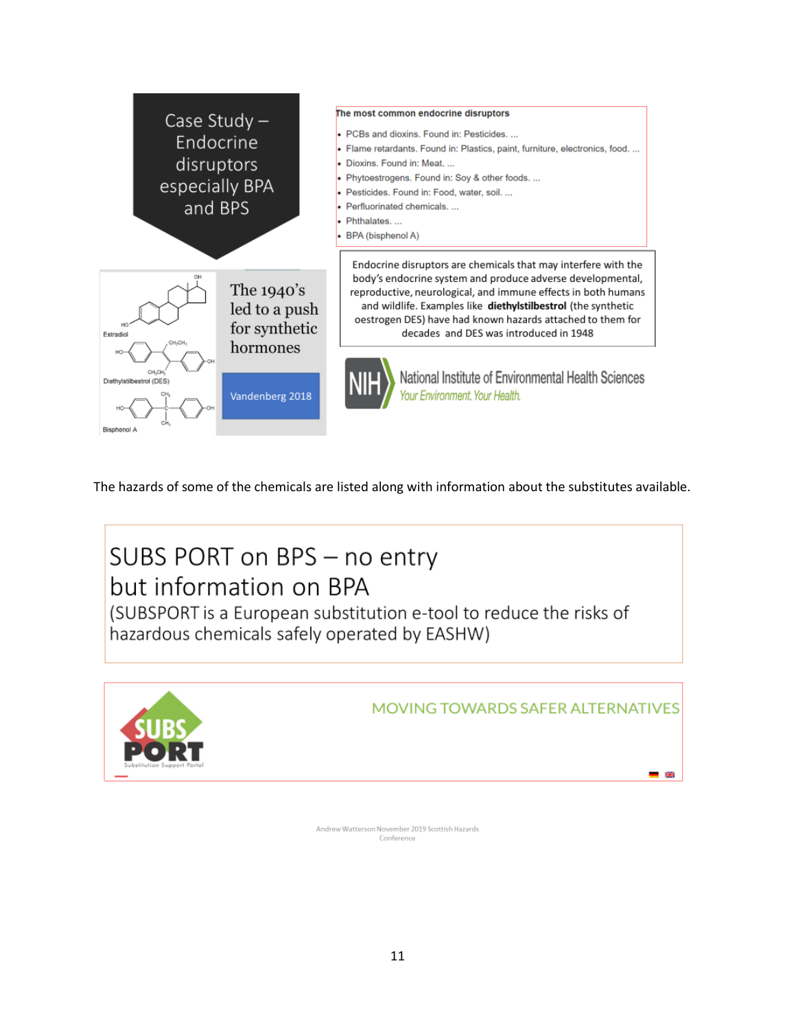Case Study – Endocrine disruptors especially BPA and BPS

**The most common endocrine disruptors**

- PCBs and dioxins. Found in: Pesticides. ...
- Flame retardants. Found in: Plastics, paint, furniture, electronics, food. ...
- Dioxins. Found in: Meat. ...
- Phytoestrogens. Found in: Soy & other foods. ...
- Pesticides. Found in: Food, water, soil. ...
- Perfluorinated chemicals. ...
- Phthalates. ...
- BPA (bisphenol A)

Estradiol

Diethylstilbestrol (DES)

Bisphenol A

The 1940's led to a push for synthetic hormones

Vandenberg 2018

Endocrine disruptors are chemicals that may interfere with the body's endocrine system and produce adverse developmental, reproductive, neurological, and immune effects in both humans and wildlife. Examples like **diethylstilbestrol** (the synthetic oestrogen DES) have had known hazards attached to them for decades and DES was introduced in 1948

NIH National Institute of Environmental Health Sciences
*Your Environment. Your Health.*

The hazards of some of the chemicals are listed along with information about the substitutes available.

SUBS PORT on BPS – no entry but information on BPA

(SUBSPORT is a European substitution e-tool to reduce the risks of hazardous chemicals safely operated by EASHW)

SUBS PORT Substitution Support Portal

MOVING TOWARDS SAFER ALTERNATIVES

Andrew Watterson November 2019 Scottish Hazards Conference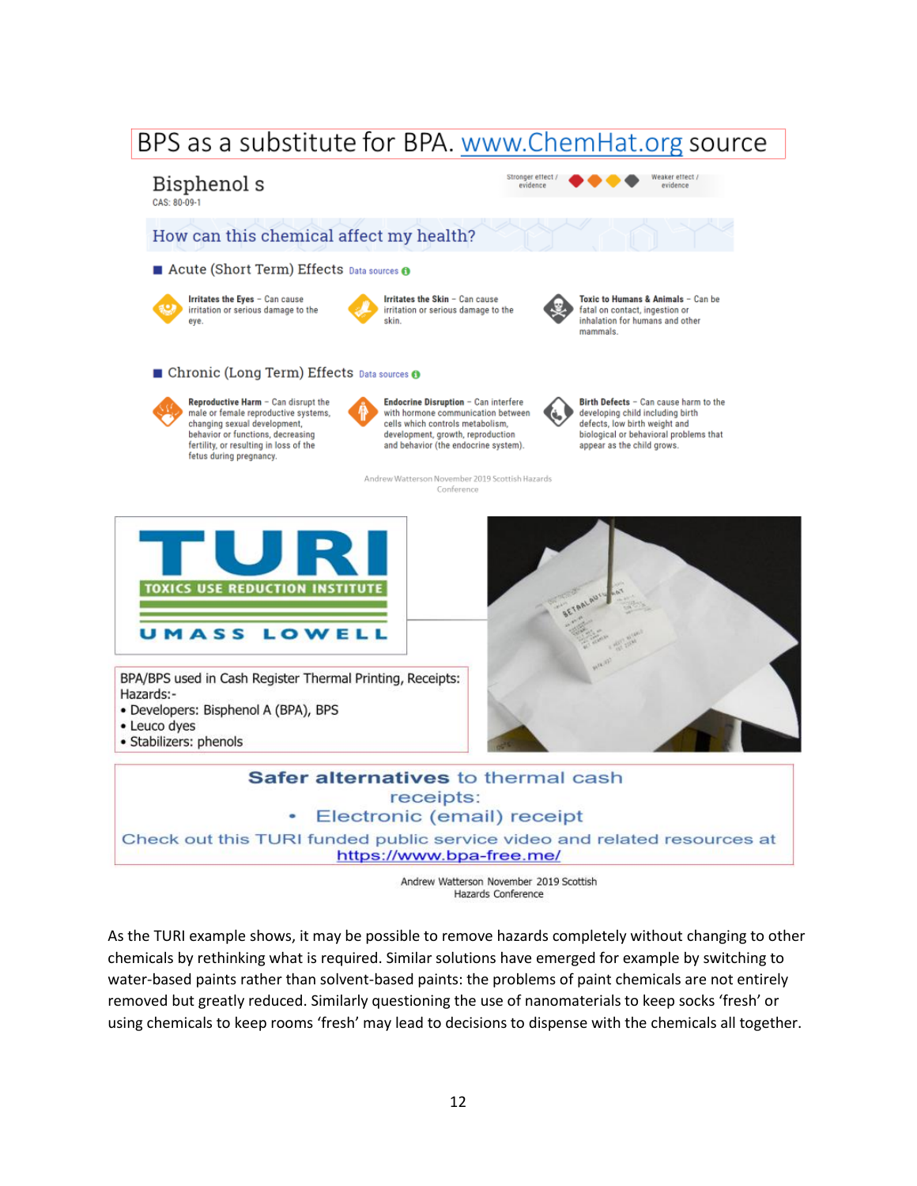BPS as a substitute for BPA. www.ChemHat.org source

**Bisphenol s**
CAS: 80-09-1

Stronger effect / evidence — Weaker effect / evidence

## How can this chemical affect my health?

### Acute (Short Term) Effects Data sources

**Irritates the Eyes** – Can cause irritation or serious damage to the eye.

**Irritates the Skin** – Can cause irritation or serious damage to the skin.

**Toxic to Humans & Animals** – Can be fatal on contact, ingestion or inhalation for humans and other mammals.

### Chronic (Long Term) Effects Data sources

**Reproductive Harm** – Can disrupt the male or female reproductive systems, changing sexual development, behavior or functions, decreasing fertility, or resulting in loss of the fetus during pregnancy.

**Endocrine Disruption** – Can interfere with hormone communication between cells which controls metabolism, development, growth, reproduction and behavior (the endocrine system).

**Birth Defects** – Can cause harm to the developing child including birth defects, low birth weight and biological or behavioral problems that appear as the child grows.

Andrew Watterson November 2019 Scottish Hazards Conference

TURI
TOXICS USE REDUCTION INSTITUTE
UMASS LOWELL

BPA/BPS used in Cash Register Thermal Printing, Receipts:
Hazards:-
- Developers: Bisphenol A (BPA), BPS
- Leuco dyes
- Stabilizers: phenols

**Safer alternatives** to thermal cash receipts:
- Electronic (email) receipt

Check out this TURI funded public service video and related resources at https://www.bpa-free.me/

Andrew Watterson November 2019 Scottish Hazards Conference

As the TURI example shows, it may be possible to remove hazards completely without changing to other chemicals by rethinking what is required. Similar solutions have emerged for example by switching to water-based paints rather than solvent-based paints: the problems of paint chemicals are not entirely removed but greatly reduced. Similarly questioning the use of nanomaterials to keep socks 'fresh' or using chemicals to keep rooms 'fresh' may lead to decisions to dispense with the chemicals all together.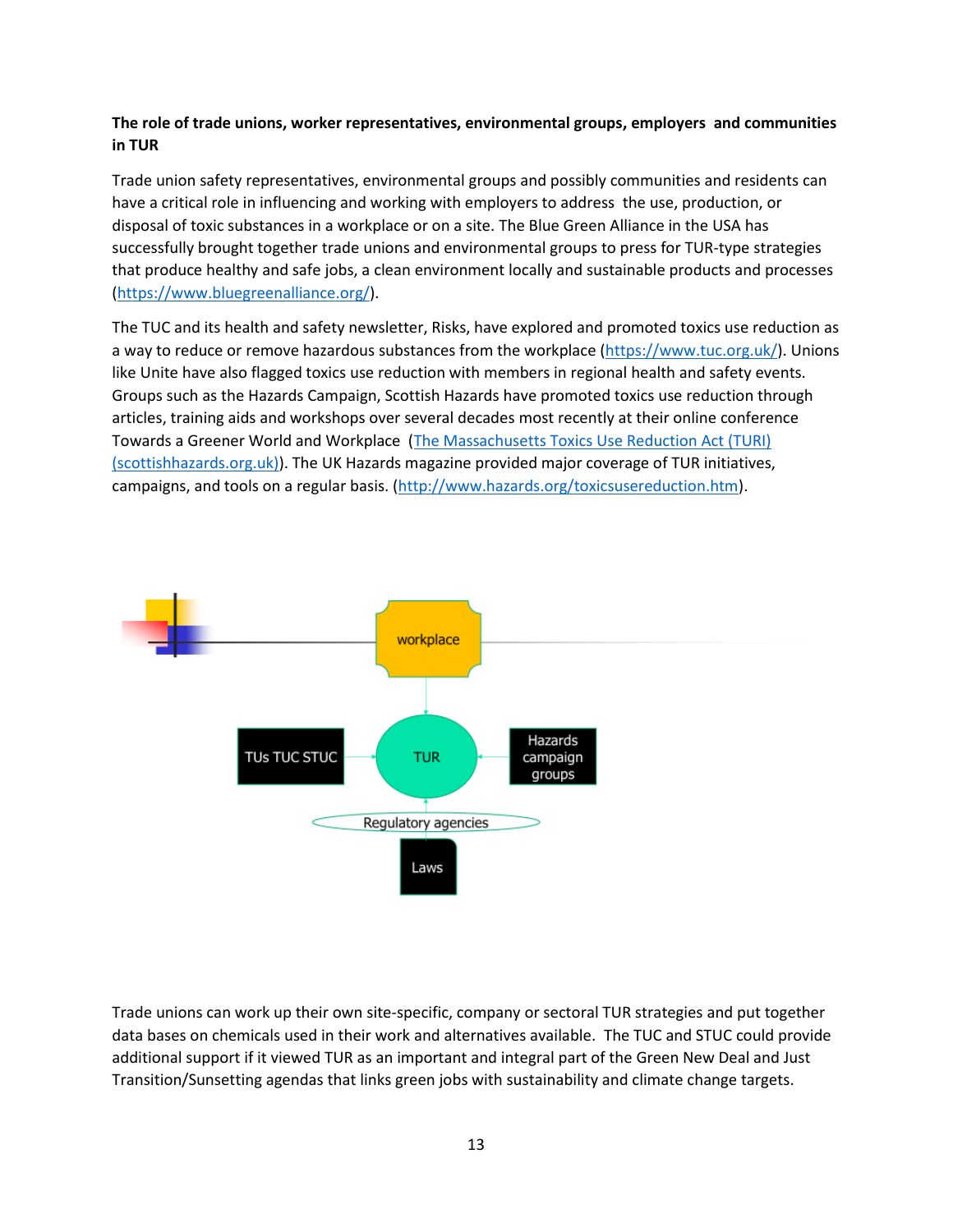**The role of trade unions, worker representatives, environmental groups, employers and communities in TUR**

Trade union safety representatives, environmental groups and possibly communities and residents can have a critical role in influencing and working with employers to address the use, production, or disposal of toxic substances in a workplace or on a site. The Blue Green Alliance in the USA has successfully brought together trade unions and environmental groups to press for TUR-type strategies that produce healthy and safe jobs, a clean environment locally and sustainable products and processes (https://www.bluegreenalliance.org/).

The TUC and its health and safety newsletter, Risks, have explored and promoted toxics use reduction as a way to reduce or remove hazardous substances from the workplace (https://www.tuc.org.uk/). Unions like Unite have also flagged toxics use reduction with members in regional health and safety events. Groups such as the Hazards Campaign, Scottish Hazards have promoted toxics use reduction through articles, training aids and workshops over several decades most recently at their online conference Towards a Greener World and Workplace (The Massachusetts Toxics Use Reduction Act (TURI) (scottishhazards.org.uk)). The UK Hazards magazine provided major coverage of TUR initiatives, campaigns, and tools on a regular basis. (http://www.hazards.org/toxicsusereduction.htm).

workplace

TUs TUC STUC

TUR

Hazards campaign groups

Regulatory agencies

Laws

Trade unions can work up their own site-specific, company or sectoral TUR strategies and put together data bases on chemicals used in their work and alternatives available. The TUC and STUC could provide additional support if it viewed TUR as an important and integral part of the Green New Deal and Just Transition/Sunsetting agendas that links green jobs with sustainability and climate change targets.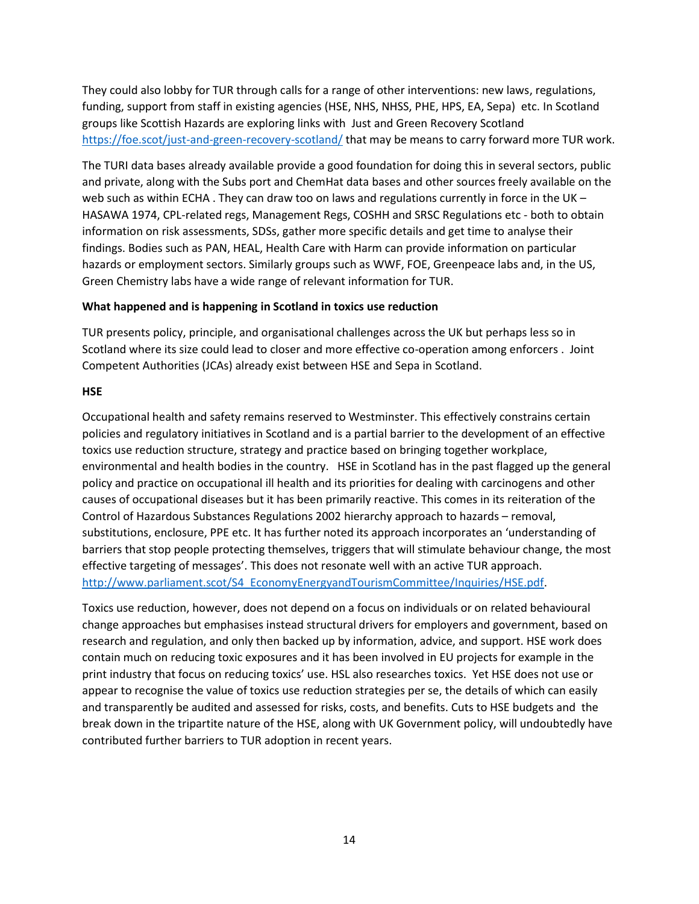They could also lobby for TUR through calls for a range of other interventions: new laws, regulations, funding, support from staff in existing agencies (HSE, NHS, NHSS, PHE, HPS, EA, Sepa) etc. In Scotland groups like Scottish Hazards are exploring links with Just and Green Recovery Scotland https://foe.scot/just-and-green-recovery-scotland/ that may be means to carry forward more TUR work.

The TURI data bases already available provide a good foundation for doing this in several sectors, public and private, along with the Subs port and ChemHat data bases and other sources freely available on the web such as within ECHA . They can draw too on laws and regulations currently in force in the UK – HASAWA 1974, CPL-related regs, Management Regs, COSHH and SRSC Regulations etc - both to obtain information on risk assessments, SDSs, gather more specific details and get time to analyse their findings. Bodies such as PAN, HEAL, Health Care with Harm can provide information on particular hazards or employment sectors. Similarly groups such as WWF, FOE, Greenpeace labs and, in the US, Green Chemistry labs have a wide range of relevant information for TUR.

**What happened and is happening in Scotland in toxics use reduction**

TUR presents policy, principle, and organisational challenges across the UK but perhaps less so in Scotland where its size could lead to closer and more effective co-operation among enforcers . Joint Competent Authorities (JCAs) already exist between HSE and Sepa in Scotland.

**HSE**

Occupational health and safety remains reserved to Westminster. This effectively constrains certain policies and regulatory initiatives in Scotland and is a partial barrier to the development of an effective toxics use reduction structure, strategy and practice based on bringing together workplace, environmental and health bodies in the country. HSE in Scotland has in the past flagged up the general policy and practice on occupational ill health and its priorities for dealing with carcinogens and other causes of occupational diseases but it has been primarily reactive. This comes in its reiteration of the Control of Hazardous Substances Regulations 2002 hierarchy approach to hazards – removal, substitutions, enclosure, PPE etc. It has further noted its approach incorporates an 'understanding of barriers that stop people protecting themselves, triggers that will stimulate behaviour change, the most effective targeting of messages'. This does not resonate well with an active TUR approach. http://www.parliament.scot/S4_EconomyEnergyandTourismCommittee/Inquiries/HSE.pdf.

Toxics use reduction, however, does not depend on a focus on individuals or on related behavioural change approaches but emphasises instead structural drivers for employers and government, based on research and regulation, and only then backed up by information, advice, and support. HSE work does contain much on reducing toxic exposures and it has been involved in EU projects for example in the print industry that focus on reducing toxics' use. HSL also researches toxics. Yet HSE does not use or appear to recognise the value of toxics use reduction strategies per se, the details of which can easily and transparently be audited and assessed for risks, costs, and benefits. Cuts to HSE budgets and the break down in the tripartite nature of the HSE, along with UK Government policy, will undoubtedly have contributed further barriers to TUR adoption in recent years.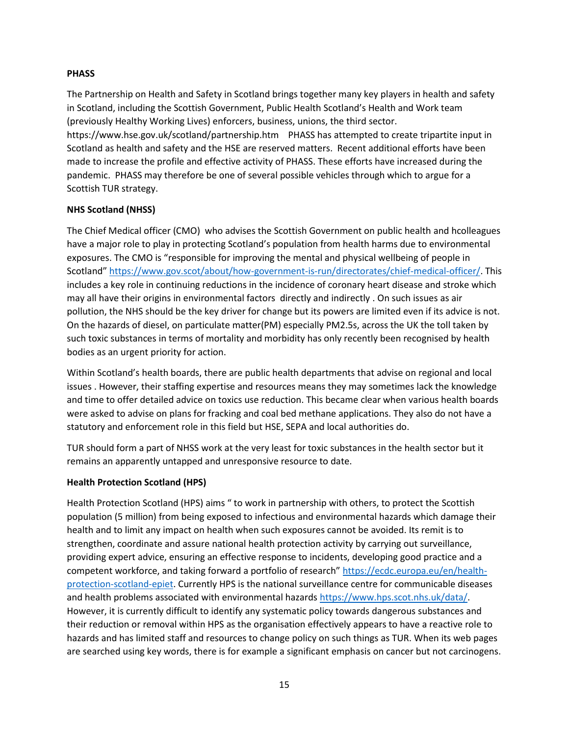**PHASS**

The Partnership on Health and Safety in Scotland brings together many key players in health and safety in Scotland, including the Scottish Government, Public Health Scotland's Health and Work team (previously Healthy Working Lives) enforcers, business, unions, the third sector. https://www.hse.gov.uk/scotland/partnership.htm PHASS has attempted to create tripartite input in Scotland as health and safety and the HSE are reserved matters. Recent additional efforts have been made to increase the profile and effective activity of PHASS. These efforts have increased during the pandemic. PHASS may therefore be one of several possible vehicles through which to argue for a Scottish TUR strategy.

**NHS Scotland (NHSS)**

The Chief Medical officer (CMO) who advises the Scottish Government on public health and hcolleagues have a major role to play in protecting Scotland's population from health harms due to environmental exposures. The CMO is "responsible for improving the mental and physical wellbeing of people in Scotland" [https://www.gov.scot/about/how-government-is-run/directorates/chief-medical-officer/](https://www.gov.scot/about/how-government-is-run/directorates/chief-medical-officer/). This includes a key role in continuing reductions in the incidence of coronary heart disease and stroke which may all have their origins in environmental factors directly and indirectly . On such issues as air pollution, the NHS should be the key driver for change but its powers are limited even if its advice is not. On the hazards of diesel, on particulate matter(PM) especially PM2.5s, across the UK the toll taken by such toxic substances in terms of mortality and morbidity has only recently been recognised by health bodies as an urgent priority for action.

Within Scotland's health boards, there are public health departments that advise on regional and local issues . However, their staffing expertise and resources means they may sometimes lack the knowledge and time to offer detailed advice on toxics use reduction. This became clear when various health boards were asked to advise on plans for fracking and coal bed methane applications. They also do not have a statutory and enforcement role in this field but HSE, SEPA and local authorities do.

TUR should form a part of NHSS work at the very least for toxic substances in the health sector but it remains an apparently untapped and unresponsive resource to date.

**Health Protection Scotland (HPS)**

Health Protection Scotland (HPS) aims " to work in partnership with others, to protect the Scottish population (5 million) from being exposed to infectious and environmental hazards which damage their health and to limit any impact on health when such exposures cannot be avoided. Its remit is to strengthen, coordinate and assure national health protection activity by carrying out surveillance, providing expert advice, ensuring an effective response to incidents, developing good practice and a competent workforce, and taking forward a portfolio of research" [https://ecdc.europa.eu/en/health-protection-scotland-epiet](https://ecdc.europa.eu/en/health-protection-scotland-epiet). Currently HPS is the national surveillance centre for communicable diseases and health problems associated with environmental hazards [https://www.hps.scot.nhs.uk/data/](https://www.hps.scot.nhs.uk/data/). However, it is currently difficult to identify any systematic policy towards dangerous substances and their reduction or removal within HPS as the organisation effectively appears to have a reactive role to hazards and has limited staff and resources to change policy on such things as TUR. When its web pages are searched using key words, there is for example a significant emphasis on cancer but not carcinogens.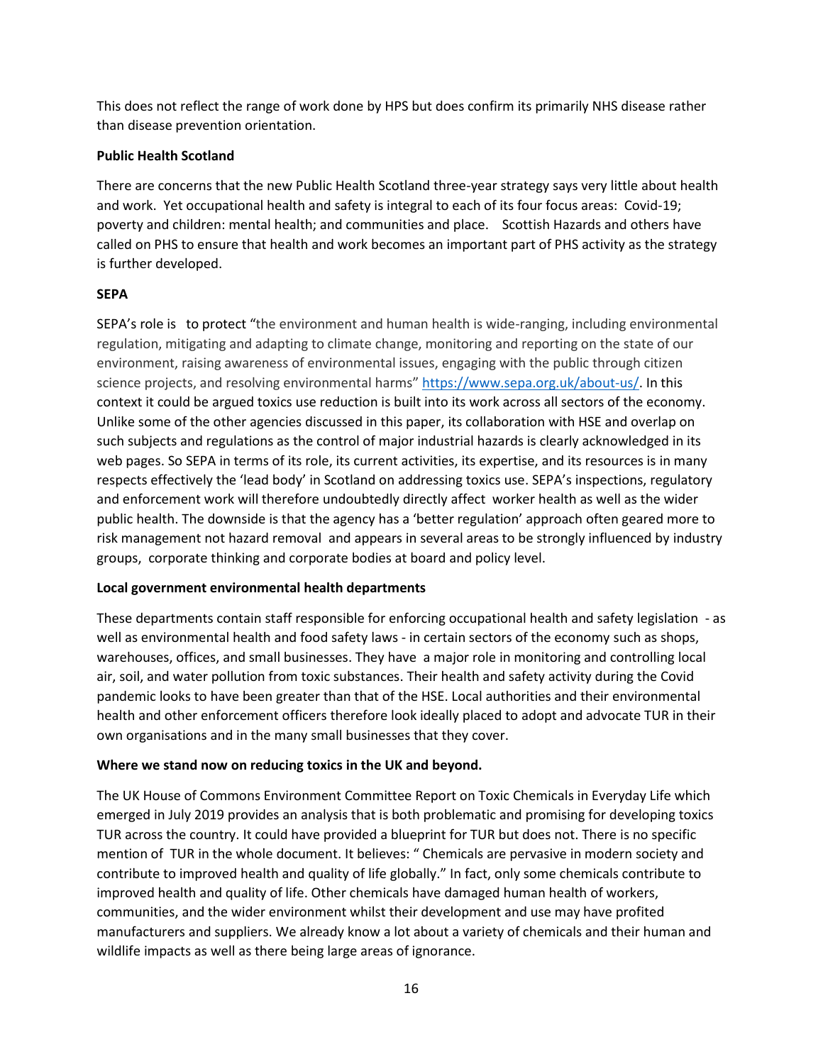This does not reflect the range of work done by HPS but does confirm its primarily NHS disease rather than disease prevention orientation.

**Public Health Scotland**

There are concerns that the new Public Health Scotland three-year strategy says very little about health and work. Yet occupational health and safety is integral to each of its four focus areas: Covid-19; poverty and children: mental health; and communities and place. Scottish Hazards and others have called on PHS to ensure that health and work becomes an important part of PHS activity as the strategy is further developed.

**SEPA**

SEPA's role is to protect "the environment and human health is wide-ranging, including environmental regulation, mitigating and adapting to climate change, monitoring and reporting on the state of our environment, raising awareness of environmental issues, engaging with the public through citizen science projects, and resolving environmental harms" https://www.sepa.org.uk/about-us/. In this context it could be argued toxics use reduction is built into its work across all sectors of the economy. Unlike some of the other agencies discussed in this paper, its collaboration with HSE and overlap on such subjects and regulations as the control of major industrial hazards is clearly acknowledged in its web pages. So SEPA in terms of its role, its current activities, its expertise, and its resources is in many respects effectively the 'lead body' in Scotland on addressing toxics use. SEPA's inspections, regulatory and enforcement work will therefore undoubtedly directly affect worker health as well as the wider public health. The downside is that the agency has a 'better regulation' approach often geared more to risk management not hazard removal and appears in several areas to be strongly influenced by industry groups, corporate thinking and corporate bodies at board and policy level.

**Local government environmental health departments**

These departments contain staff responsible for enforcing occupational health and safety legislation - as well as environmental health and food safety laws - in certain sectors of the economy such as shops, warehouses, offices, and small businesses. They have a major role in monitoring and controlling local air, soil, and water pollution from toxic substances. Their health and safety activity during the Covid pandemic looks to have been greater than that of the HSE. Local authorities and their environmental health and other enforcement officers therefore look ideally placed to adopt and advocate TUR in their own organisations and in the many small businesses that they cover.

**Where we stand now on reducing toxics in the UK and beyond.**

The UK House of Commons Environment Committee Report on Toxic Chemicals in Everyday Life which emerged in July 2019 provides an analysis that is both problematic and promising for developing toxics TUR across the country. It could have provided a blueprint for TUR but does not. There is no specific mention of TUR in the whole document. It believes: " Chemicals are pervasive in modern society and contribute to improved health and quality of life globally." In fact, only some chemicals contribute to improved health and quality of life. Other chemicals have damaged human health of workers, communities, and the wider environment whilst their development and use may have profited manufacturers and suppliers. We already know a lot about a variety of chemicals and their human and wildlife impacts as well as there being large areas of ignorance.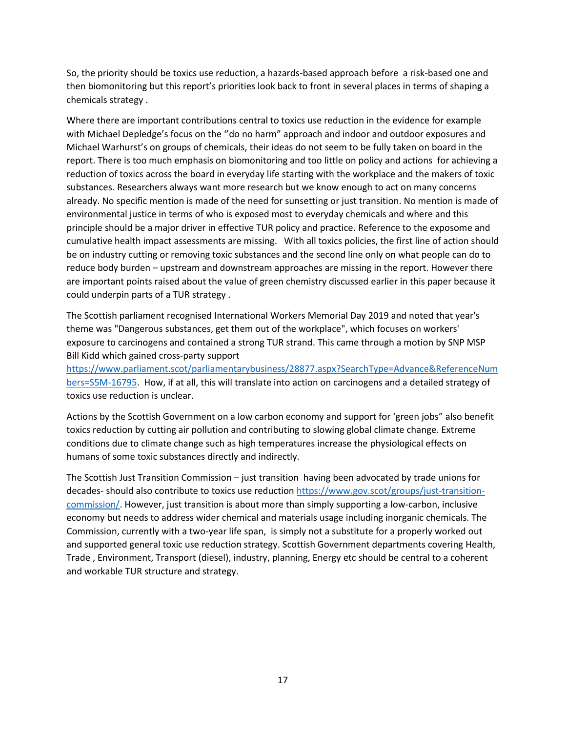So, the priority should be toxics use reduction, a hazards-based approach before a risk-based one and then biomonitoring but this report's priorities look back to front in several places in terms of shaping a chemicals strategy .

Where there are important contributions central to toxics use reduction in the evidence for example with Michael Depledge's focus on the ''do no harm" approach and indoor and outdoor exposures and Michael Warhurst's on groups of chemicals, their ideas do not seem to be fully taken on board in the report. There is too much emphasis on biomonitoring and too little on policy and actions for achieving a reduction of toxics across the board in everyday life starting with the workplace and the makers of toxic substances. Researchers always want more research but we know enough to act on many concerns already. No specific mention is made of the need for sunsetting or just transition. No mention is made of environmental justice in terms of who is exposed most to everyday chemicals and where and this principle should be a major driver in effective TUR policy and practice. Reference to the exposome and cumulative health impact assessments are missing. With all toxics policies, the first line of action should be on industry cutting or removing toxic substances and the second line only on what people can do to reduce body burden – upstream and downstream approaches are missing in the report. However there are important points raised about the value of green chemistry discussed earlier in this paper because it could underpin parts of a TUR strategy .

The Scottish parliament recognised International Workers Memorial Day 2019 and noted that year's theme was "Dangerous substances, get them out of the workplace", which focuses on workers' exposure to carcinogens and contained a strong TUR strand. This came through a motion by SNP MSP Bill Kidd which gained cross-party support [https://www.parliament.scot/parliamentarybusiness/28877.aspx?SearchType=Advance&ReferenceNumbers=S5M-16795](https://www.parliament.scot/parliamentarybusiness/28877.aspx?SearchType=Advance&ReferenceNumbers=S5M-16795). How, if at all, this will translate into action on carcinogens and a detailed strategy of toxics use reduction is unclear.

Actions by the Scottish Government on a low carbon economy and support for 'green jobs" also benefit toxics reduction by cutting air pollution and contributing to slowing global climate change. Extreme conditions due to climate change such as high temperatures increase the physiological effects on humans of some toxic substances directly and indirectly.

The Scottish Just Transition Commission – just transition having been advocated by trade unions for decades- should also contribute to toxics use reduction [https://www.gov.scot/groups/just-transition-commission/](https://www.gov.scot/groups/just-transition-commission/). However, just transition is about more than simply supporting a low-carbon, inclusive economy but needs to address wider chemical and materials usage including inorganic chemicals. The Commission, currently with a two-year life span, is simply not a substitute for a properly worked out and supported general toxic use reduction strategy. Scottish Government departments covering Health, Trade , Environment, Transport (diesel), industry, planning, Energy etc should be central to a coherent and workable TUR structure and strategy.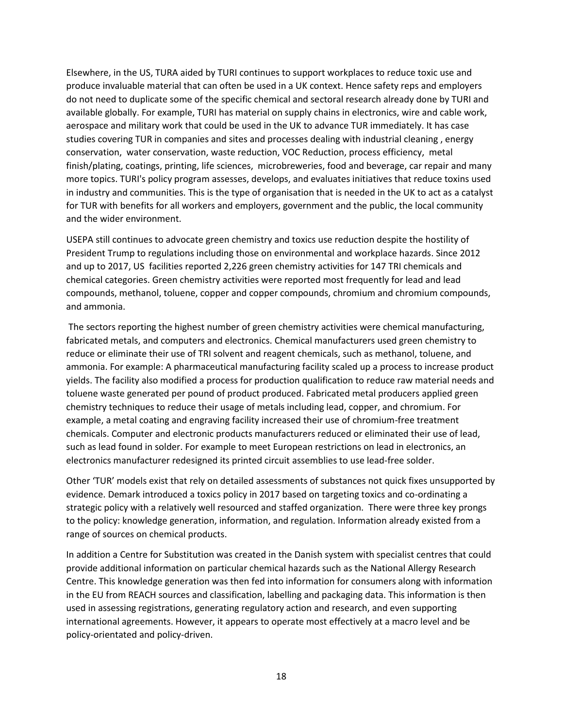Elsewhere, in the US, TURA aided by TURI continues to support workplaces to reduce toxic use and produce invaluable material that can often be used in a UK context. Hence safety reps and employers do not need to duplicate some of the specific chemical and sectoral research already done by TURI and available globally. For example, TURI has material on supply chains in electronics, wire and cable work, aerospace and military work that could be used in the UK to advance TUR immediately. It has case studies covering TUR in companies and sites and processes dealing with industrial cleaning , energy conservation, water conservation, waste reduction, VOC Reduction, process efficiency, metal finish/plating, coatings, printing, life sciences, microbreweries, food and beverage, car repair and many more topics. TURI's policy program assesses, develops, and evaluates initiatives that reduce toxins used in industry and communities. This is the type of organisation that is needed in the UK to act as a catalyst for TUR with benefits for all workers and employers, government and the public, the local community and the wider environment.

USEPA still continues to advocate green chemistry and toxics use reduction despite the hostility of President Trump to regulations including those on environmental and workplace hazards. Since 2012 and up to 2017, US facilities reported 2,226 green chemistry activities for 147 TRI chemicals and chemical categories. Green chemistry activities were reported most frequently for lead and lead compounds, methanol, toluene, copper and copper compounds, chromium and chromium compounds, and ammonia.

The sectors reporting the highest number of green chemistry activities were chemical manufacturing, fabricated metals, and computers and electronics. Chemical manufacturers used green chemistry to reduce or eliminate their use of TRI solvent and reagent chemicals, such as methanol, toluene, and ammonia. For example: A pharmaceutical manufacturing facility scaled up a process to increase product yields. The facility also modified a process for production qualification to reduce raw material needs and toluene waste generated per pound of product produced. Fabricated metal producers applied green chemistry techniques to reduce their usage of metals including lead, copper, and chromium. For example, a metal coating and engraving facility increased their use of chromium-free treatment chemicals. Computer and electronic products manufacturers reduced or eliminated their use of lead, such as lead found in solder. For example to meet European restrictions on lead in electronics, an electronics manufacturer redesigned its printed circuit assemblies to use lead-free solder.

Other 'TUR' models exist that rely on detailed assessments of substances not quick fixes unsupported by evidence. Demark introduced a toxics policy in 2017 based on targeting toxics and co-ordinating a strategic policy with a relatively well resourced and staffed organization. There were three key prongs to the policy: knowledge generation, information, and regulation. Information already existed from a range of sources on chemical products.

In addition a Centre for Substitution was created in the Danish system with specialist centres that could provide additional information on particular chemical hazards such as the National Allergy Research Centre. This knowledge generation was then fed into information for consumers along with information in the EU from REACH sources and classification, labelling and packaging data. This information is then used in assessing registrations, generating regulatory action and research, and even supporting international agreements. However, it appears to operate most effectively at a macro level and be policy-orientated and policy-driven.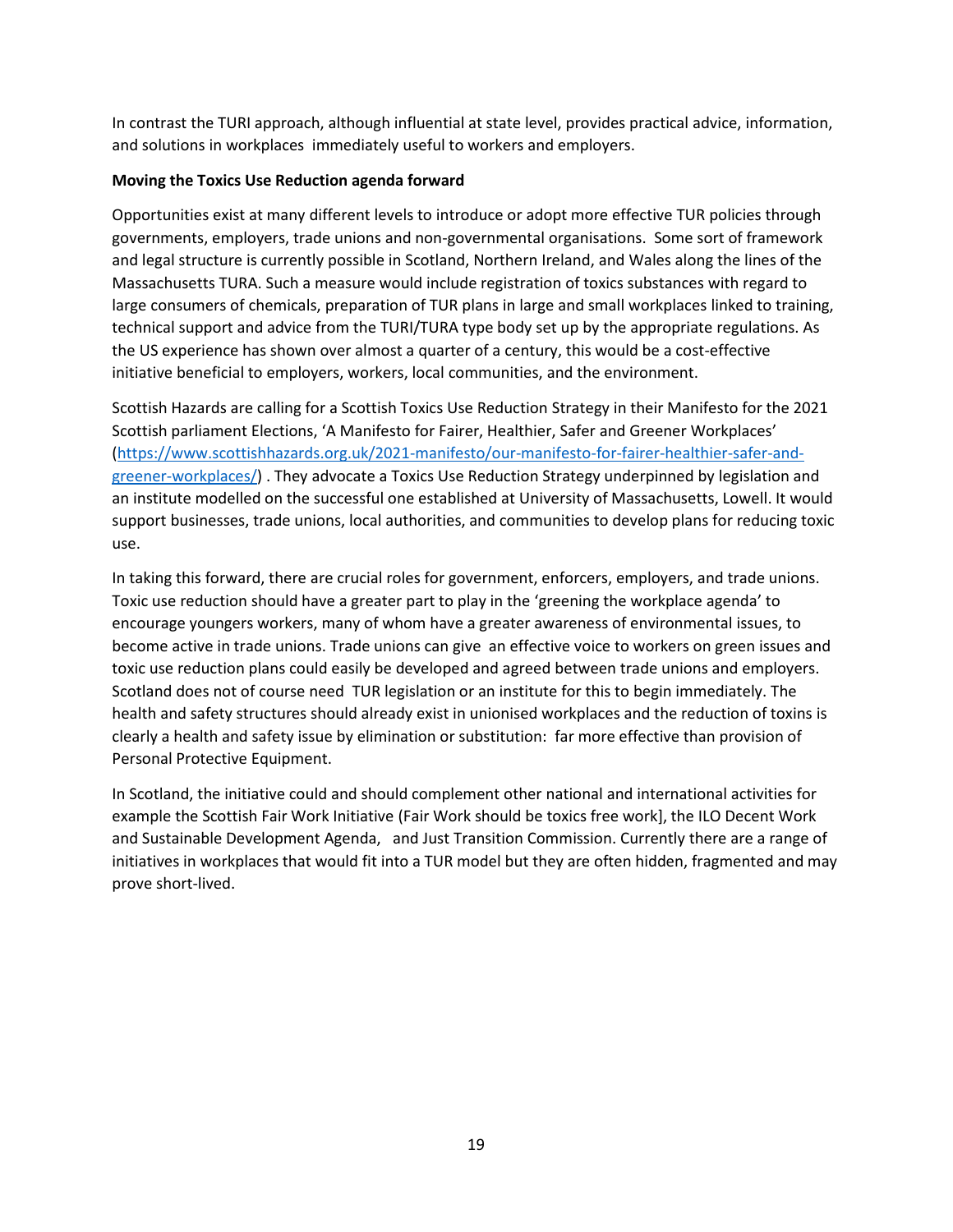In contrast the TURI approach, although influential at state level, provides practical advice, information, and solutions in workplaces immediately useful to workers and employers.

**Moving the Toxics Use Reduction agenda forward**

Opportunities exist at many different levels to introduce or adopt more effective TUR policies through governments, employers, trade unions and non-governmental organisations. Some sort of framework and legal structure is currently possible in Scotland, Northern Ireland, and Wales along the lines of the Massachusetts TURA. Such a measure would include registration of toxics substances with regard to large consumers of chemicals, preparation of TUR plans in large and small workplaces linked to training, technical support and advice from the TURI/TURA type body set up by the appropriate regulations. As the US experience has shown over almost a quarter of a century, this would be a cost-effective initiative beneficial to employers, workers, local communities, and the environment.

Scottish Hazards are calling for a Scottish Toxics Use Reduction Strategy in their Manifesto for the 2021 Scottish parliament Elections, 'A Manifesto for Fairer, Healthier, Safer and Greener Workplaces' (https://www.scottishhazards.org.uk/2021-manifesto/our-manifesto-for-fairer-healthier-safer-and-greener-workplaces/) . They advocate a Toxics Use Reduction Strategy underpinned by legislation and an institute modelled on the successful one established at University of Massachusetts, Lowell. It would support businesses, trade unions, local authorities, and communities to develop plans for reducing toxic use.

In taking this forward, there are crucial roles for government, enforcers, employers, and trade unions. Toxic use reduction should have a greater part to play in the 'greening the workplace agenda' to encourage youngers workers, many of whom have a greater awareness of environmental issues, to become active in trade unions. Trade unions can give an effective voice to workers on green issues and toxic use reduction plans could easily be developed and agreed between trade unions and employers. Scotland does not of course need TUR legislation or an institute for this to begin immediately. The health and safety structures should already exist in unionised workplaces and the reduction of toxins is clearly a health and safety issue by elimination or substitution: far more effective than provision of Personal Protective Equipment.

In Scotland, the initiative could and should complement other national and international activities for example the Scottish Fair Work Initiative (Fair Work should be toxics free work], the ILO Decent Work and Sustainable Development Agenda, and Just Transition Commission. Currently there are a range of initiatives in workplaces that would fit into a TUR model but they are often hidden, fragmented and may prove short-lived.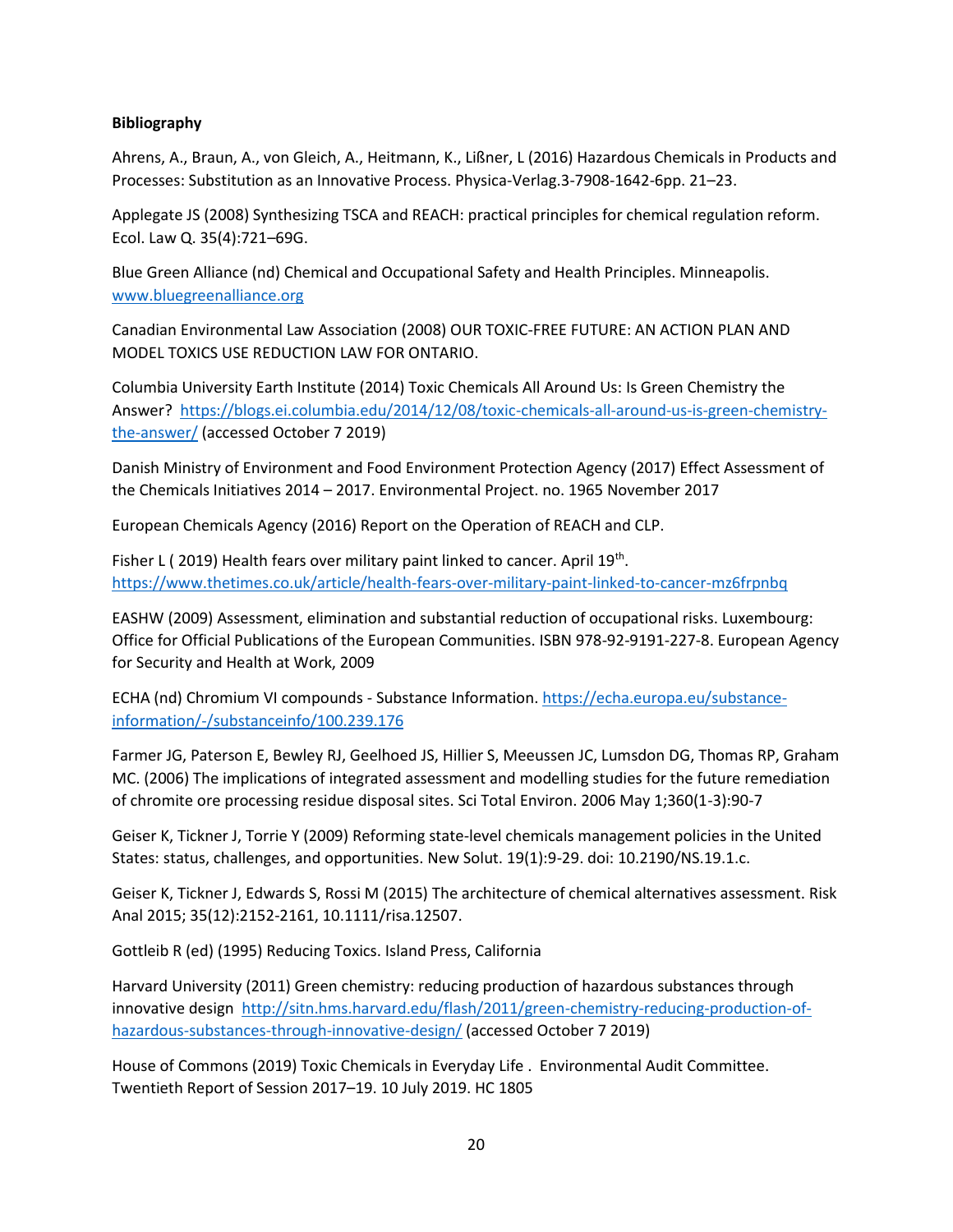**Bibliography**

Ahrens, A., Braun, A., von Gleich, A., Heitmann, K., Lißner, L (2016) Hazardous Chemicals in Products and Processes: Substitution as an Innovative Process. Physica-Verlag.3-7908-1642-6pp. 21–23.

Applegate JS (2008) Synthesizing TSCA and REACH: practical principles for chemical regulation reform. Ecol. Law Q. 35(4):721–69G.

Blue Green Alliance (nd) Chemical and Occupational Safety and Health Principles. Minneapolis. www.bluegreenalliance.org

Canadian Environmental Law Association (2008) OUR TOXIC-FREE FUTURE: AN ACTION PLAN AND MODEL TOXICS USE REDUCTION LAW FOR ONTARIO.

Columbia University Earth Institute (2014) Toxic Chemicals All Around Us: Is Green Chemistry the Answer? https://blogs.ei.columbia.edu/2014/12/08/toxic-chemicals-all-around-us-is-green-chemistry-the-answer/ (accessed October 7 2019)

Danish Ministry of Environment and Food Environment Protection Agency (2017) Effect Assessment of the Chemicals Initiatives 2014 – 2017. Environmental Project. no. 1965 November 2017

European Chemicals Agency (2016) Report on the Operation of REACH and CLP.

Fisher L ( 2019) Health fears over military paint linked to cancer. April 19th. https://www.thetimes.co.uk/article/health-fears-over-military-paint-linked-to-cancer-mz6frpnbq

EASHW (2009) Assessment, elimination and substantial reduction of occupational risks. Luxembourg: Office for Official Publications of the European Communities. ISBN 978-92-9191-227-8. European Agency for Security and Health at Work, 2009

ECHA (nd) Chromium VI compounds - Substance Information. https://echa.europa.eu/substance-information/-/substanceinfo/100.239.176

Farmer JG, Paterson E, Bewley RJ, Geelhoed JS, Hillier S, Meeussen JC, Lumsdon DG, Thomas RP, Graham MC. (2006) The implications of integrated assessment and modelling studies for the future remediation of chromite ore processing residue disposal sites. Sci Total Environ. 2006 May 1;360(1-3):90-7

Geiser K, Tickner J, Torrie Y (2009) Reforming state-level chemicals management policies in the United States: status, challenges, and opportunities. New Solut. 19(1):9-29. doi: 10.2190/NS.19.1.c.

Geiser K, Tickner J, Edwards S, Rossi M (2015) The architecture of chemical alternatives assessment. Risk Anal 2015; 35(12):2152-2161, 10.1111/risa.12507.

Gottleib R (ed) (1995) Reducing Toxics. Island Press, California

Harvard University (2011) Green chemistry: reducing production of hazardous substances through innovative design http://sitn.hms.harvard.edu/flash/2011/green-chemistry-reducing-production-of-hazardous-substances-through-innovative-design/ (accessed October 7 2019)

House of Commons (2019) Toxic Chemicals in Everyday Life . Environmental Audit Committee. Twentieth Report of Session 2017–19. 10 July 2019. HC 1805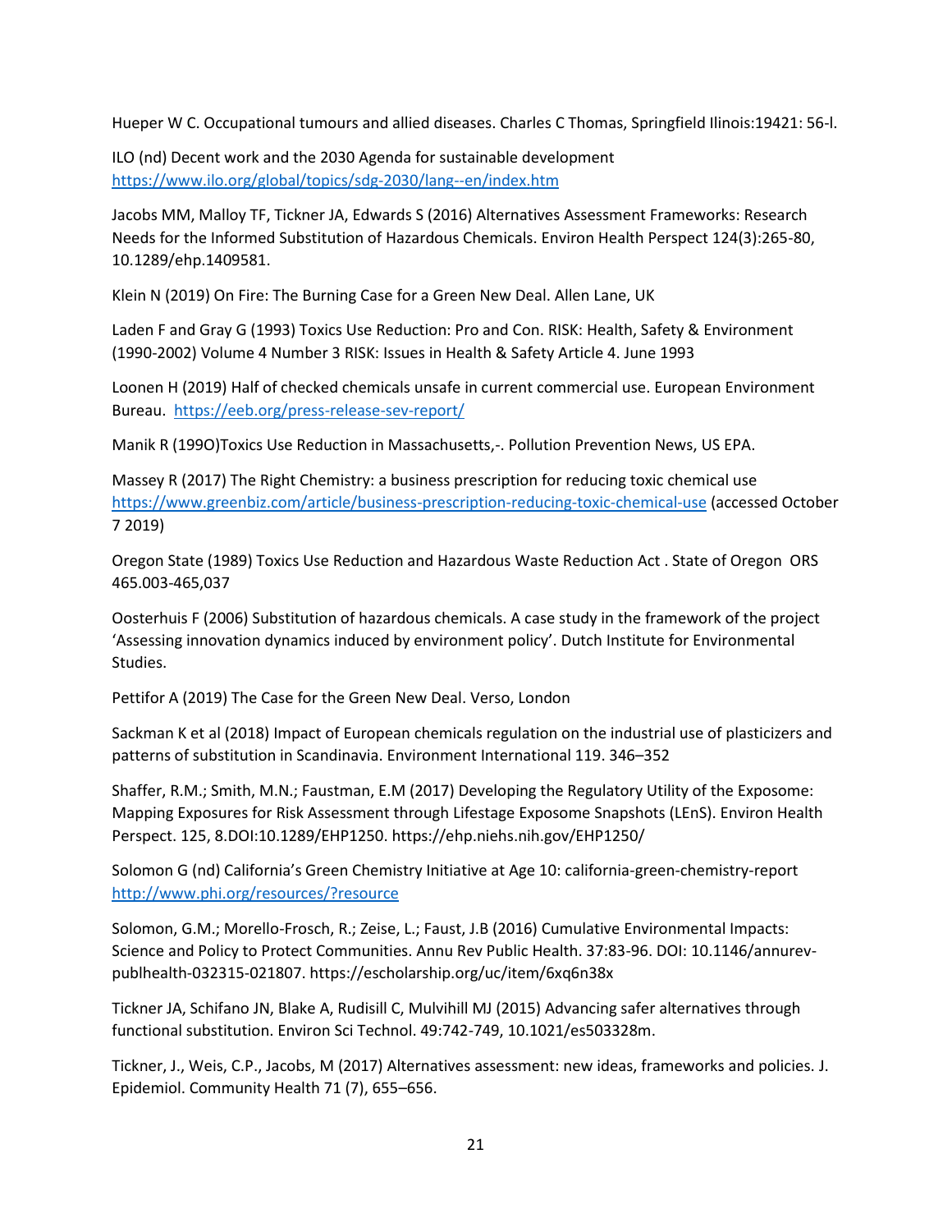Hueper W C. Occupational tumours and allied diseases. Charles C Thomas, Springfield Ilinois:19421: 56-l.

ILO (nd) Decent work and the 2030 Agenda for sustainable development https://www.ilo.org/global/topics/sdg-2030/lang--en/index.htm

Jacobs MM, Malloy TF, Tickner JA, Edwards S (2016) Alternatives Assessment Frameworks: Research Needs for the Informed Substitution of Hazardous Chemicals. Environ Health Perspect 124(3):265-80, 10.1289/ehp.1409581.

Klein N (2019) On Fire: The Burning Case for a Green New Deal. Allen Lane, UK

Laden F and Gray G (1993) Toxics Use Reduction: Pro and Con. RISK: Health, Safety & Environment (1990-2002) Volume 4 Number 3 RISK: Issues in Health & Safety Article 4. June 1993

Loonen H (2019) Half of checked chemicals unsafe in current commercial use. European Environment Bureau. https://eeb.org/press-release-sev-report/

Manik R (199O)Toxics Use Reduction in Massachusetts,-. Pollution Prevention News, US EPA.

Massey R (2017) The Right Chemistry: a business prescription for reducing toxic chemical use https://www.greenbiz.com/article/business-prescription-reducing-toxic-chemical-use (accessed October 7 2019)

Oregon State (1989) Toxics Use Reduction and Hazardous Waste Reduction Act . State of Oregon ORS 465.003-465,037

Oosterhuis F (2006) Substitution of hazardous chemicals. A case study in the framework of the project 'Assessing innovation dynamics induced by environment policy'. Dutch Institute for Environmental Studies.

Pettifor A (2019) The Case for the Green New Deal. Verso, London

Sackman K et al (2018) Impact of European chemicals regulation on the industrial use of plasticizers and patterns of substitution in Scandinavia. Environment International 119. 346–352

Shaffer, R.M.; Smith, M.N.; Faustman, E.M (2017) Developing the Regulatory Utility of the Exposome: Mapping Exposures for Risk Assessment through Lifestage Exposome Snapshots (LEnS). Environ Health Perspect. 125, 8.DOI:10.1289/EHP1250. https://ehp.niehs.nih.gov/EHP1250/

Solomon G (nd) California's Green Chemistry Initiative at Age 10: california-green-chemistry-report http://www.phi.org/resources/?resource

Solomon, G.M.; Morello-Frosch, R.; Zeise, L.; Faust, J.B (2016) Cumulative Environmental Impacts: Science and Policy to Protect Communities. Annu Rev Public Health. 37:83-96. DOI: 10.1146/annurev-publhealth-032315-021807. https://escholarship.org/uc/item/6xq6n38x

Tickner JA, Schifano JN, Blake A, Rudisill C, Mulvihill MJ (2015) Advancing safer alternatives through functional substitution. Environ Sci Technol. 49:742-749, 10.1021/es503328m.

Tickner, J., Weis, C.P., Jacobs, M (2017) Alternatives assessment: new ideas, frameworks and policies. J. Epidemiol. Community Health 71 (7), 655–656.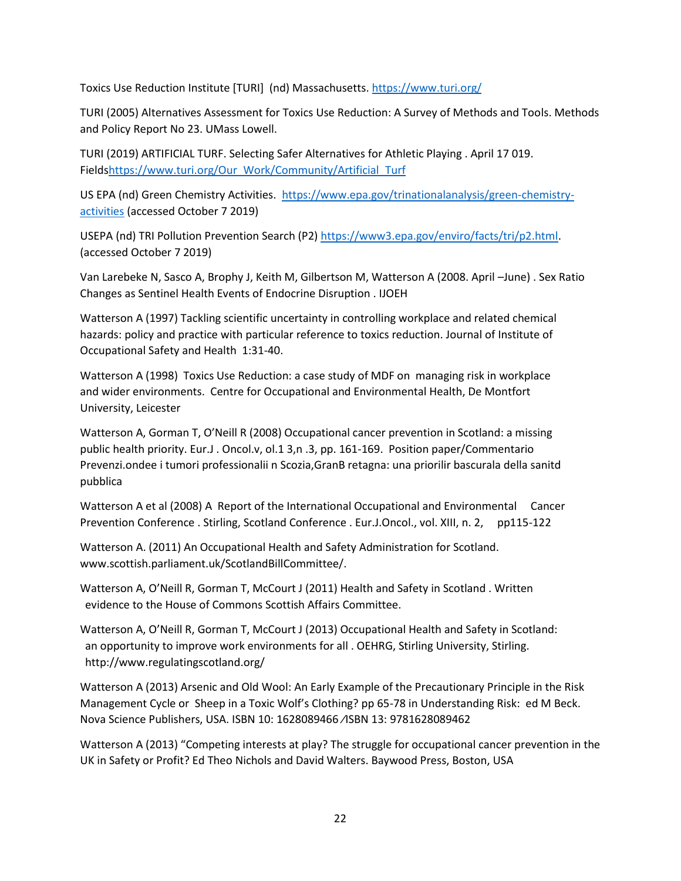Toxics Use Reduction Institute [TURI] (nd) Massachusetts. https://www.turi.org/

TURI (2005) Alternatives Assessment for Toxics Use Reduction: A Survey of Methods and Tools. Methods and Policy Report No 23. UMass Lowell.

TURI (2019) ARTIFICIAL TURF. Selecting Safer Alternatives for Athletic Playing . April 17 019. Fieldshttps://www.turi.org/Our_Work/Community/Artificial_Turf

US EPA (nd) Green Chemistry Activities. https://www.epa.gov/trinationalanalysis/green-chemistry-activities (accessed October 7 2019)

USEPA (nd) TRI Pollution Prevention Search (P2) https://www3.epa.gov/enviro/facts/tri/p2.html. (accessed October 7 2019)

Van Larebeke N, Sasco A, Brophy J, Keith M, Gilbertson M, Watterson A (2008. April –June) . Sex Ratio Changes as Sentinel Health Events of Endocrine Disruption . IJOEH

Watterson A (1997) Tackling scientific uncertainty in controlling workplace and related chemical hazards: policy and practice with particular reference to toxics reduction. Journal of Institute of Occupational Safety and Health 1:31-40.

Watterson A (1998) Toxics Use Reduction: a case study of MDF on managing risk in workplace and wider environments. Centre for Occupational and Environmental Health, De Montfort University, Leicester

Watterson A, Gorman T, O'Neill R (2008) Occupational cancer prevention in Scotland: a missing public health priority. Eur.J . Oncol.v, ol.1 3,n .3, pp. 161-169. Position paper/Commentario Prevenzi.ondee i tumori professionalii n Scozia,GranB retagna: una priorilir bascurala della sanitd pubblica

Watterson A et al (2008) A Report of the International Occupational and Environmental Cancer Prevention Conference . Stirling, Scotland Conference . Eur.J.Oncol., vol. XIII, n. 2, pp115-122

Watterson A. (2011) An Occupational Health and Safety Administration for Scotland. www.scottish.parliament.uk/ScotlandBillCommittee/.

Watterson A, O'Neill R, Gorman T, McCourt J (2011) Health and Safety in Scotland . Written evidence to the House of Commons Scottish Affairs Committee.

Watterson A, O'Neill R, Gorman T, McCourt J (2013) Occupational Health and Safety in Scotland: an opportunity to improve work environments for all . OEHRG, Stirling University, Stirling. http://www.regulatingscotland.org/

Watterson A (2013) Arsenic and Old Wool: An Early Example of the Precautionary Principle in the Risk Management Cycle or Sheep in a Toxic Wolf's Clothing? pp 65-78 in Understanding Risk: ed M Beck. Nova Science Publishers, USA. ISBN 10: 1628089466 ⁄ISBN 13: 9781628089462

Watterson A (2013) "Competing interests at play? The struggle for occupational cancer prevention in the UK in Safety or Profit? Ed Theo Nichols and David Walters. Baywood Press, Boston, USA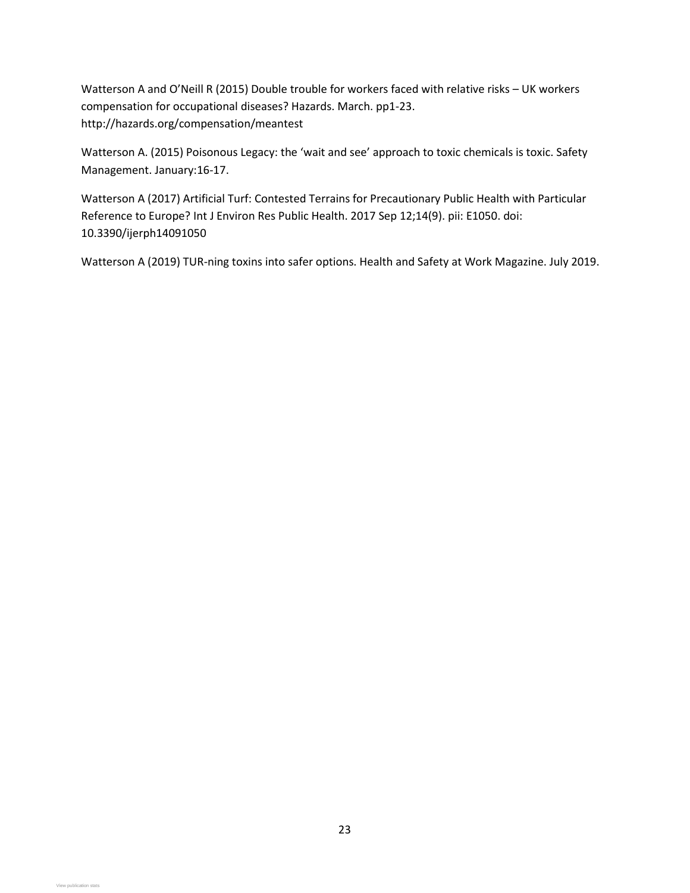Watterson A and O'Neill R (2015) Double trouble for workers faced with relative risks – UK workers compensation for occupational diseases? Hazards. March. pp1-23. http://hazards.org/compensation/meantest

Watterson A. (2015) Poisonous Legacy: the 'wait and see' approach to toxic chemicals is toxic. Safety Management. January:16-17.

Watterson A (2017) Artificial Turf: Contested Terrains for Precautionary Public Health with Particular Reference to Europe? Int J Environ Res Public Health. 2017 Sep 12;14(9). pii: E1050. doi: 10.3390/ijerph14091050

Watterson A (2019) TUR-ning toxins into safer options. Health and Safety at Work Magazine. July 2019.